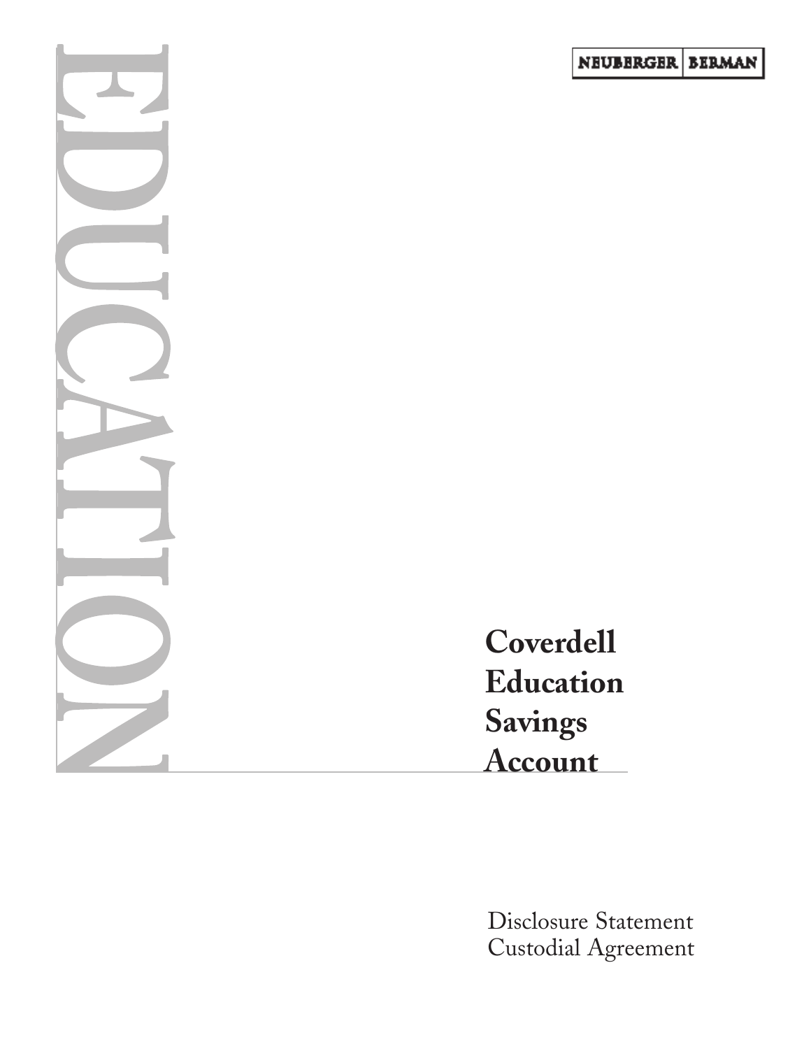NEUBERGER | BERMAN

EDUCATION

# Coverdell Education Savings Account

Disclosure Statement
Custodial Agreement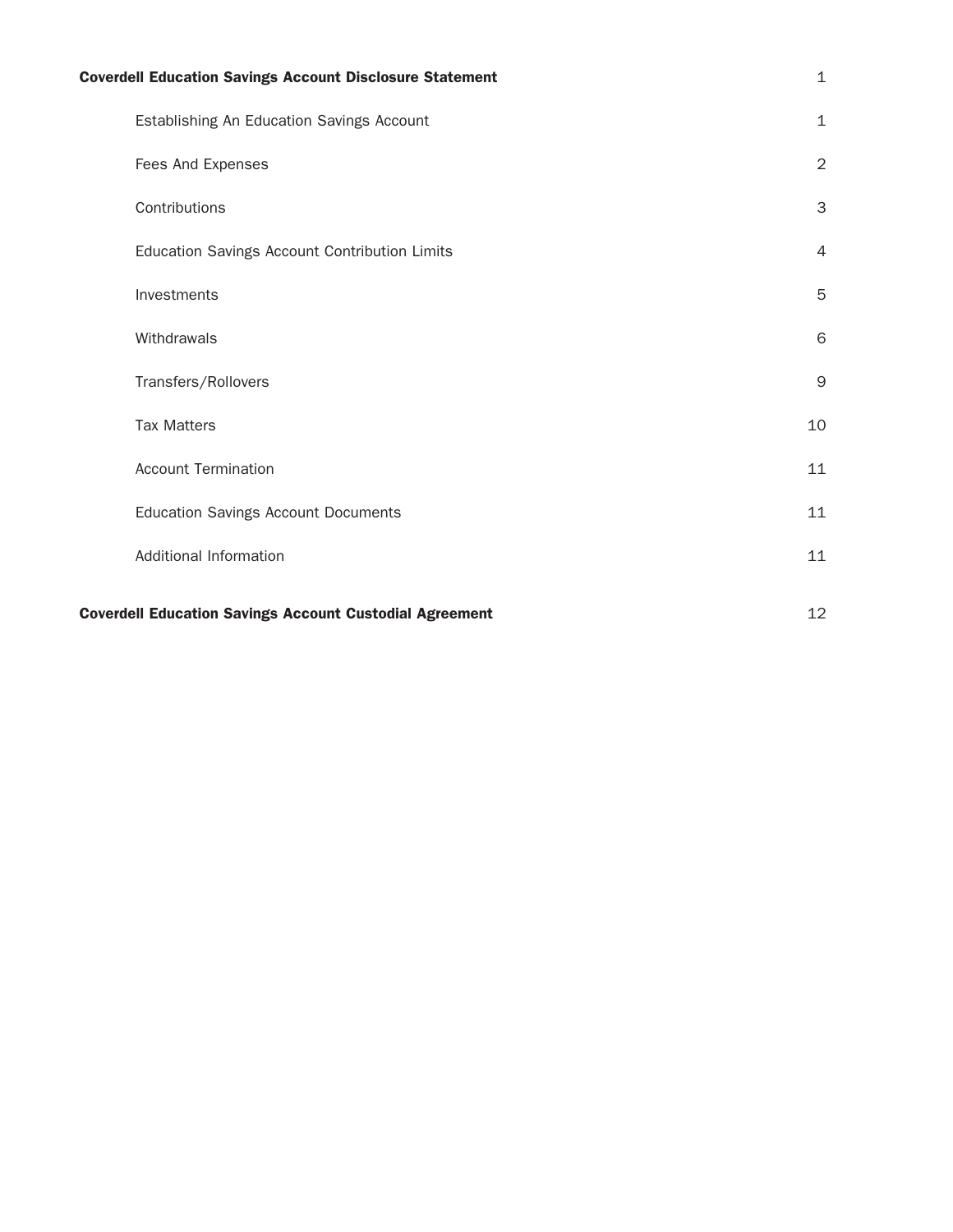**Coverdell Education Savings Account Disclosure Statement** 1

- Establishing An Education Savings Account 1
- Fees And Expenses 2
- Contributions 3
- Education Savings Account Contribution Limits 4
- Investments 5
- Withdrawals 6
- Transfers/Rollovers 9
- Tax Matters 10
- Account Termination 11
- Education Savings Account Documents 11
- Additional Information 11

**Coverdell Education Savings Account Custodial Agreement** 12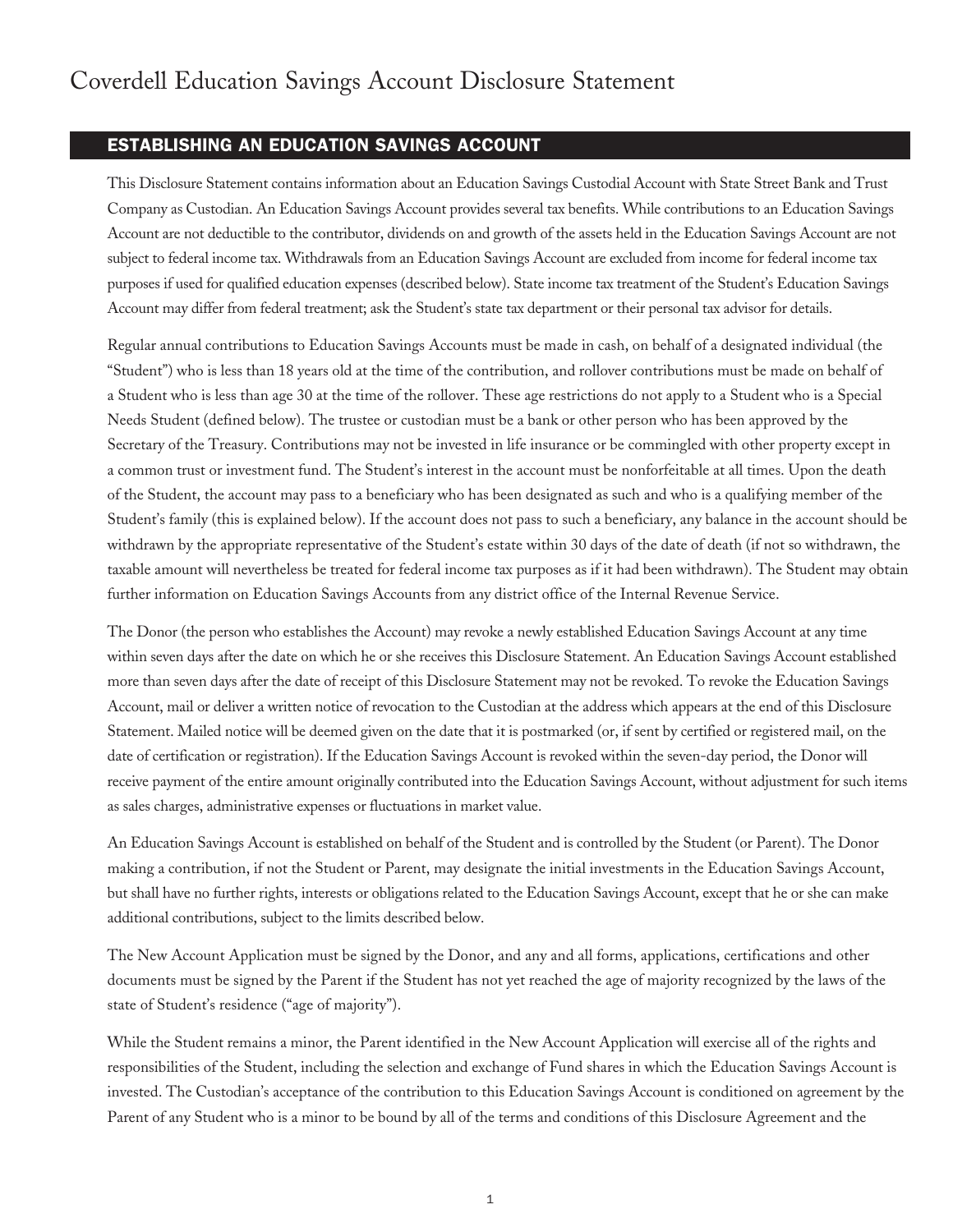# Coverdell Education Savings Account Disclosure Statement

## ESTABLISHING AN EDUCATION SAVINGS ACCOUNT

This Disclosure Statement contains information about an Education Savings Custodial Account with State Street Bank and Trust Company as Custodian. An Education Savings Account provides several tax benefits. While contributions to an Education Savings Account are not deductible to the contributor, dividends on and growth of the assets held in the Education Savings Account are not subject to federal income tax. Withdrawals from an Education Savings Account are excluded from income for federal income tax purposes if used for qualified education expenses (described below). State income tax treatment of the Student's Education Savings Account may differ from federal treatment; ask the Student's state tax department or their personal tax advisor for details.

Regular annual contributions to Education Savings Accounts must be made in cash, on behalf of a designated individual (the "Student") who is less than 18 years old at the time of the contribution, and rollover contributions must be made on behalf of a Student who is less than age 30 at the time of the rollover. These age restrictions do not apply to a Student who is a Special Needs Student (defined below). The trustee or custodian must be a bank or other person who has been approved by the Secretary of the Treasury. Contributions may not be invested in life insurance or be commingled with other property except in a common trust or investment fund. The Student's interest in the account must be nonforfeitable at all times. Upon the death of the Student, the account may pass to a beneficiary who has been designated as such and who is a qualifying member of the Student's family (this is explained below). If the account does not pass to such a beneficiary, any balance in the account should be withdrawn by the appropriate representative of the Student's estate within 30 days of the date of death (if not so withdrawn, the taxable amount will nevertheless be treated for federal income tax purposes as if it had been withdrawn). The Student may obtain further information on Education Savings Accounts from any district office of the Internal Revenue Service.

The Donor (the person who establishes the Account) may revoke a newly established Education Savings Account at any time within seven days after the date on which he or she receives this Disclosure Statement. An Education Savings Account established more than seven days after the date of receipt of this Disclosure Statement may not be revoked. To revoke the Education Savings Account, mail or deliver a written notice of revocation to the Custodian at the address which appears at the end of this Disclosure Statement. Mailed notice will be deemed given on the date that it is postmarked (or, if sent by certified or registered mail, on the date of certification or registration). If the Education Savings Account is revoked within the seven-day period, the Donor will receive payment of the entire amount originally contributed into the Education Savings Account, without adjustment for such items as sales charges, administrative expenses or fluctuations in market value.

An Education Savings Account is established on behalf of the Student and is controlled by the Student (or Parent). The Donor making a contribution, if not the Student or Parent, may designate the initial investments in the Education Savings Account, but shall have no further rights, interests or obligations related to the Education Savings Account, except that he or she can make additional contributions, subject to the limits described below.

The New Account Application must be signed by the Donor, and any and all forms, applications, certifications and other documents must be signed by the Parent if the Student has not yet reached the age of majority recognized by the laws of the state of Student's residence ("age of majority").

While the Student remains a minor, the Parent identified in the New Account Application will exercise all of the rights and responsibilities of the Student, including the selection and exchange of Fund shares in which the Education Savings Account is invested. The Custodian's acceptance of the contribution to this Education Savings Account is conditioned on agreement by the Parent of any Student who is a minor to be bound by all of the terms and conditions of this Disclosure Agreement and the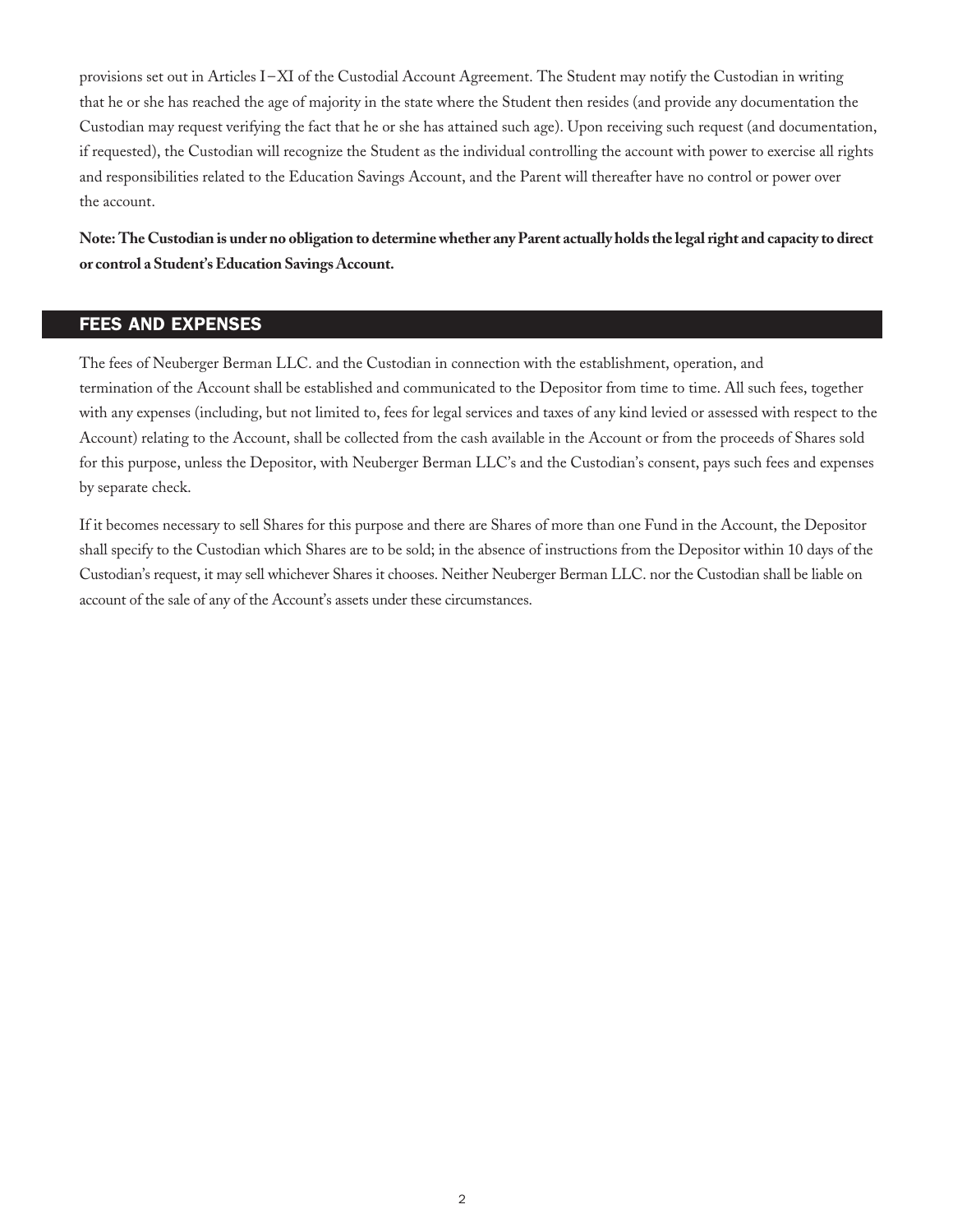provisions set out in Articles I–XI of the Custodial Account Agreement. The Student may notify the Custodian in writing that he or she has reached the age of majority in the state where the Student then resides (and provide any documentation the Custodian may request verifying the fact that he or she has attained such age). Upon receiving such request (and documentation, if requested), the Custodian will recognize the Student as the individual controlling the account with power to exercise all rights and responsibilities related to the Education Savings Account, and the Parent will thereafter have no control or power over the account.

**Note: The Custodian is under no obligation to determine whether any Parent actually holds the legal right and capacity to direct or control a Student's Education Savings Account.**

## FEES AND EXPENSES

The fees of Neuberger Berman LLC. and the Custodian in connection with the establishment, operation, and termination of the Account shall be established and communicated to the Depositor from time to time. All such fees, together with any expenses (including, but not limited to, fees for legal services and taxes of any kind levied or assessed with respect to the Account) relating to the Account, shall be collected from the cash available in the Account or from the proceeds of Shares sold for this purpose, unless the Depositor, with Neuberger Berman LLC's and the Custodian's consent, pays such fees and expenses by separate check.

If it becomes necessary to sell Shares for this purpose and there are Shares of more than one Fund in the Account, the Depositor shall specify to the Custodian which Shares are to be sold; in the absence of instructions from the Depositor within 10 days of the Custodian's request, it may sell whichever Shares it chooses. Neither Neuberger Berman LLC. nor the Custodian shall be liable on account of the sale of any of the Account's assets under these circumstances.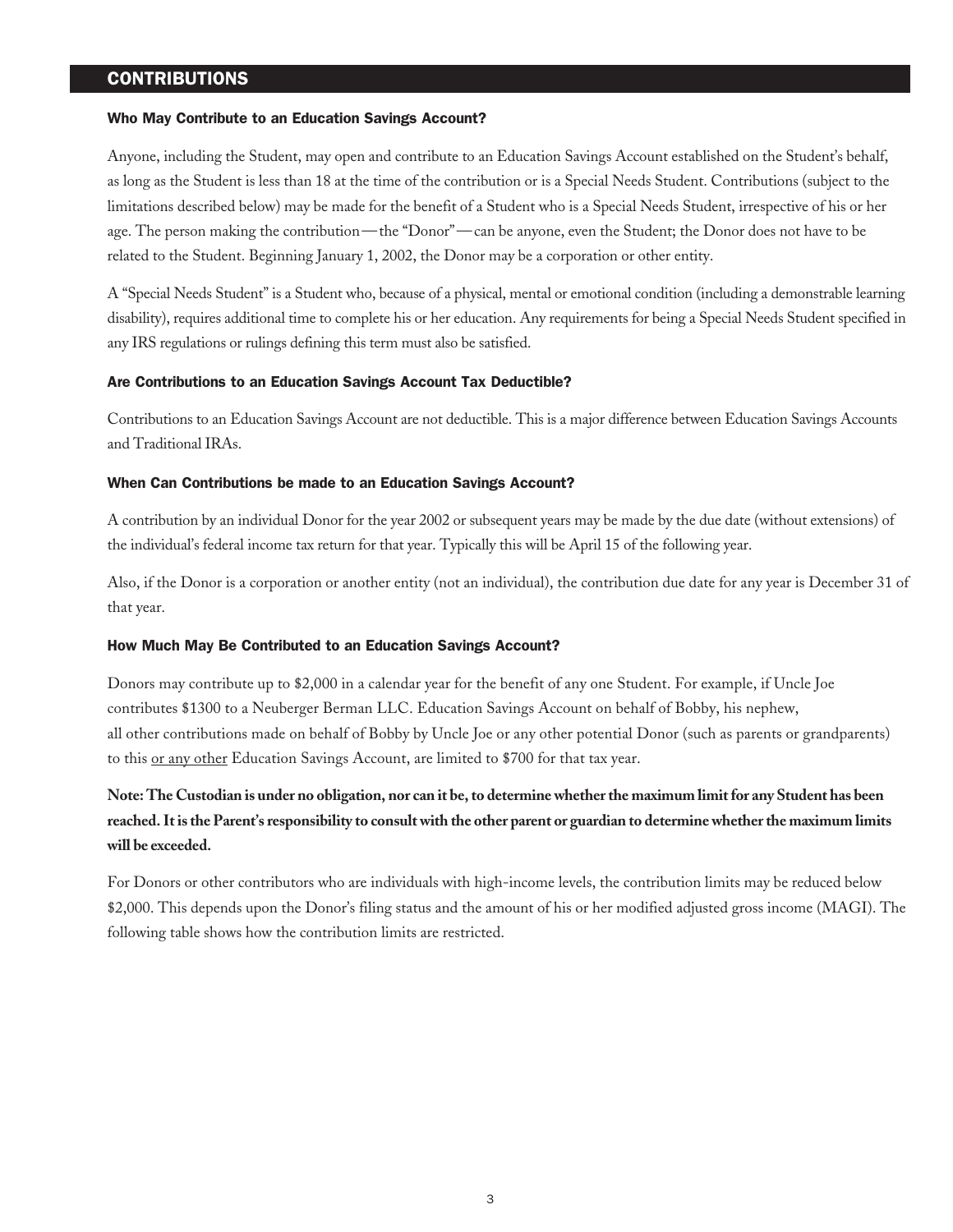## CONTRIBUTIONS

### Who May Contribute to an Education Savings Account?

Anyone, including the Student, may open and contribute to an Education Savings Account established on the Student's behalf, as long as the Student is less than 18 at the time of the contribution or is a Special Needs Student. Contributions (subject to the limitations described below) may be made for the benefit of a Student who is a Special Needs Student, irrespective of his or her age. The person making the contribution—the "Donor"—can be anyone, even the Student; the Donor does not have to be related to the Student. Beginning January 1, 2002, the Donor may be a corporation or other entity.

A "Special Needs Student" is a Student who, because of a physical, mental or emotional condition (including a demonstrable learning disability), requires additional time to complete his or her education. Any requirements for being a Special Needs Student specified in any IRS regulations or rulings defining this term must also be satisfied.

### Are Contributions to an Education Savings Account Tax Deductible?

Contributions to an Education Savings Account are not deductible. This is a major difference between Education Savings Accounts and Traditional IRAs.

### When Can Contributions be made to an Education Savings Account?

A contribution by an individual Donor for the year 2002 or subsequent years may be made by the due date (without extensions) of the individual's federal income tax return for that year. Typically this will be April 15 of the following year.

Also, if the Donor is a corporation or another entity (not an individual), the contribution due date for any year is December 31 of that year.

### How Much May Be Contributed to an Education Savings Account?

Donors may contribute up to $2,000 in a calendar year for the benefit of any one Student. For example, if Uncle Joe contributes $1300 to a Neuberger Berman LLC. Education Savings Account on behalf of Bobby, his nephew, all other contributions made on behalf of Bobby by Uncle Joe or any other potential Donor (such as parents or grandparents) to this <u>or any other</u> Education Savings Account, are limited to $700 for that tax year.

**Note: The Custodian is under no obligation, nor can it be, to determine whether the maximum limit for any Student has been reached. It is the Parent's responsibility to consult with the other parent or guardian to determine whether the maximum limits will be exceeded.**

For Donors or other contributors who are individuals with high-income levels, the contribution limits may be reduced below $2,000. This depends upon the Donor's filing status and the amount of his or her modified adjusted gross income (MAGI). The following table shows how the contribution limits are restricted.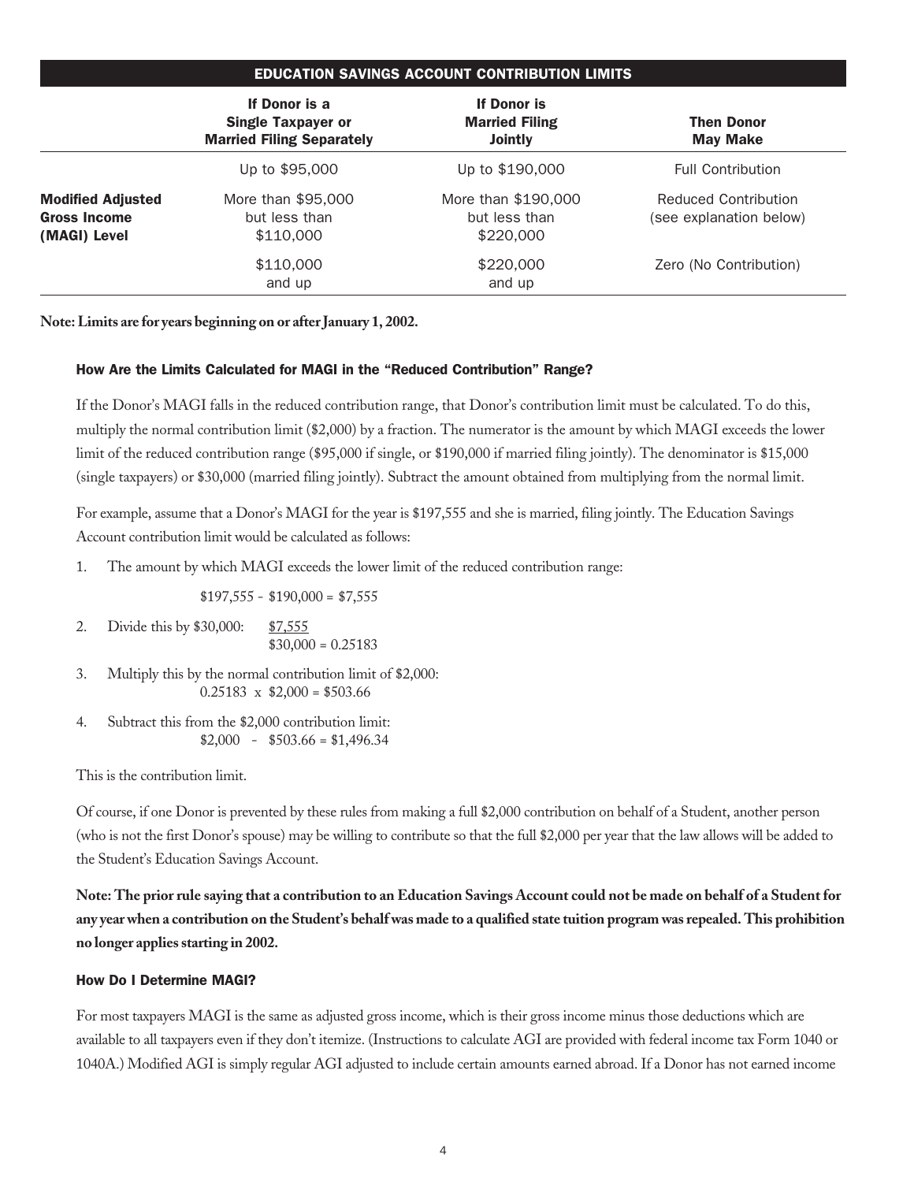| EDUCATION SAVINGS ACCOUNT CONTRIBUTION LIMITS | | | |
|---|---|---|---|
| | **If Donor is a Single Taxpayer or Married Filing Separately** | **If Donor is Married Filing Jointly** | **Then Donor May Make** |
| **Modified Adjusted Gross Income (MAGI) Level** | Up to $95,000 | Up to $190,000 | Full Contribution |
| | More than $95,000 but less than $110,000 | More than $190,000 but less than $220,000 | Reduced Contribution (see explanation below) |
| | $110,000 and up | $220,000 and up | Zero (No Contribution) |

**Note: Limits are for years beginning on or after January 1, 2002.**

### How Are the Limits Calculated for MAGI in the "Reduced Contribution" Range?

If the Donor's MAGI falls in the reduced contribution range, that Donor's contribution limit must be calculated. To do this, multiply the normal contribution limit ($2,000) by a fraction. The numerator is the amount by which MAGI exceeds the lower limit of the reduced contribution range ($95,000 if single, or $190,000 if married filing jointly). The denominator is $15,000 (single taxpayers) or $30,000 (married filing jointly). Subtract the amount obtained from multiplying from the normal limit.

For example, assume that a Donor's MAGI for the year is $197,555 and she is married, filing jointly. The Education Savings Account contribution limit would be calculated as follows:

1. The amount by which MAGI exceeds the lower limit of the reduced contribution range:

   $197,555 - $190,000 = $7,555

2. Divide this by $30,000: $7,555 / $30,000 = 0.25183

3. Multiply this by the normal contribution limit of $2,000:
   0.25183 x $2,000 = $503.66

4. Subtract this from the $2,000 contribution limit:
   $2,000 - $503.66 = $1,496.34

This is the contribution limit.

Of course, if one Donor is prevented by these rules from making a full $2,000 contribution on behalf of a Student, another person (who is not the first Donor's spouse) may be willing to contribute so that the full $2,000 per year that the law allows will be added to the Student's Education Savings Account.

**Note: The prior rule saying that a contribution to an Education Savings Account could not be made on behalf of a Student for any year when a contribution on the Student's behalf was made to a qualified state tuition program was repealed. This prohibition no longer applies starting in 2002.**

### How Do I Determine MAGI?

For most taxpayers MAGI is the same as adjusted gross income, which is their gross income minus those deductions which are available to all taxpayers even if they don't itemize. (Instructions to calculate AGI are provided with federal income tax Form 1040 or 1040A.) Modified AGI is simply regular AGI adjusted to include certain amounts earned abroad. If a Donor has not earned income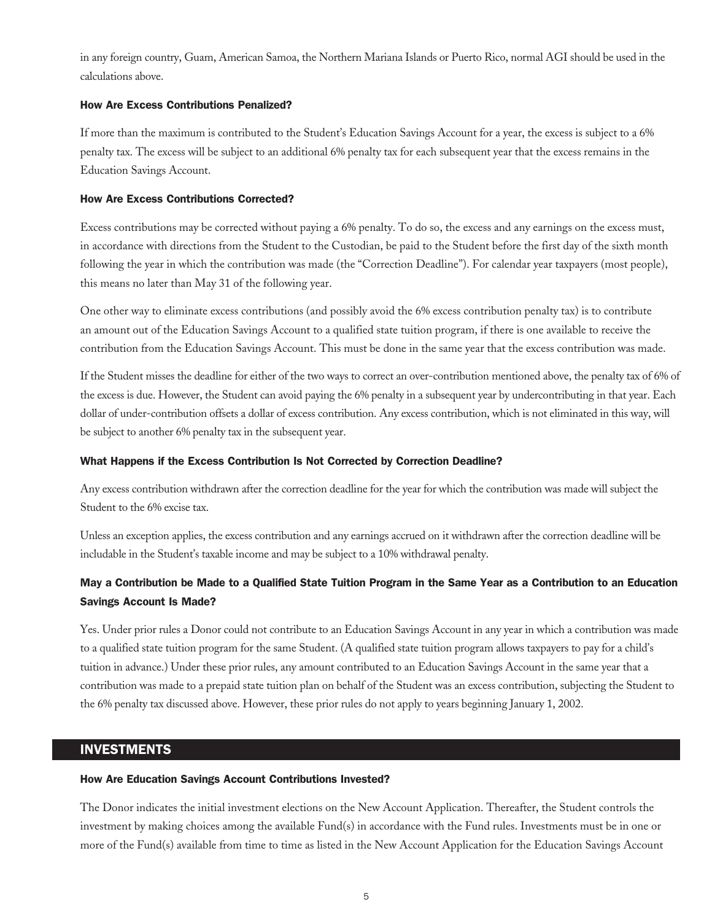in any foreign country, Guam, American Samoa, the Northern Mariana Islands or Puerto Rico, normal AGI should be used in the calculations above.

### How Are Excess Contributions Penalized?

If more than the maximum is contributed to the Student's Education Savings Account for a year, the excess is subject to a 6% penalty tax. The excess will be subject to an additional 6% penalty tax for each subsequent year that the excess remains in the Education Savings Account.

### How Are Excess Contributions Corrected?

Excess contributions may be corrected without paying a 6% penalty. To do so, the excess and any earnings on the excess must, in accordance with directions from the Student to the Custodian, be paid to the Student before the first day of the sixth month following the year in which the contribution was made (the "Correction Deadline"). For calendar year taxpayers (most people), this means no later than May 31 of the following year.

One other way to eliminate excess contributions (and possibly avoid the 6% excess contribution penalty tax) is to contribute an amount out of the Education Savings Account to a qualified state tuition program, if there is one available to receive the contribution from the Education Savings Account. This must be done in the same year that the excess contribution was made.

If the Student misses the deadline for either of the two ways to correct an over-contribution mentioned above, the penalty tax of 6% of the excess is due. However, the Student can avoid paying the 6% penalty in a subsequent year by undercontributing in that year. Each dollar of under-contribution offsets a dollar of excess contribution. Any excess contribution, which is not eliminated in this way, will be subject to another 6% penalty tax in the subsequent year.

### What Happens if the Excess Contribution Is Not Corrected by Correction Deadline?

Any excess contribution withdrawn after the correction deadline for the year for which the contribution was made will subject the Student to the 6% excise tax.

Unless an exception applies, the excess contribution and any earnings accrued on it withdrawn after the correction deadline will be includable in the Student's taxable income and may be subject to a 10% withdrawal penalty.

### May a Contribution be Made to a Qualified State Tuition Program in the Same Year as a Contribution to an Education Savings Account Is Made?

Yes. Under prior rules a Donor could not contribute to an Education Savings Account in any year in which a contribution was made to a qualified state tuition program for the same Student. (A qualified state tuition program allows taxpayers to pay for a child's tuition in advance.) Under these prior rules, any amount contributed to an Education Savings Account in the same year that a contribution was made to a prepaid state tuition plan on behalf of the Student was an excess contribution, subjecting the Student to the 6% penalty tax discussed above. However, these prior rules do not apply to years beginning January 1, 2002.

## INVESTMENTS

### How Are Education Savings Account Contributions Invested?

The Donor indicates the initial investment elections on the New Account Application. Thereafter, the Student controls the investment by making choices among the available Fund(s) in accordance with the Fund rules. Investments must be in one or more of the Fund(s) available from time to time as listed in the New Account Application for the Education Savings Account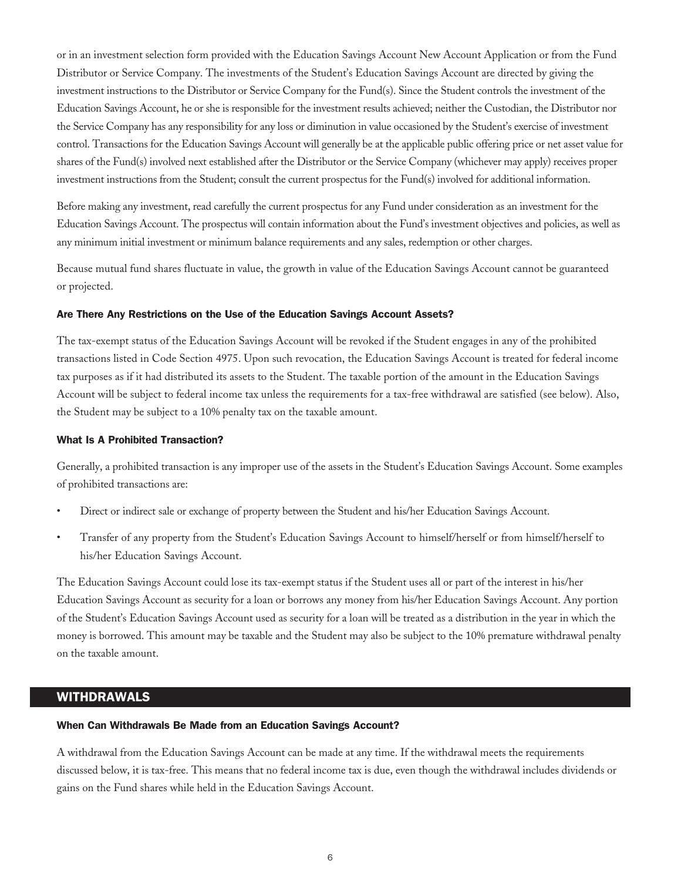or in an investment selection form provided with the Education Savings Account New Account Application or from the Fund Distributor or Service Company. The investments of the Student's Education Savings Account are directed by giving the investment instructions to the Distributor or Service Company for the Fund(s). Since the Student controls the investment of the Education Savings Account, he or she is responsible for the investment results achieved; neither the Custodian, the Distributor nor the Service Company has any responsibility for any loss or diminution in value occasioned by the Student's exercise of investment control. Transactions for the Education Savings Account will generally be at the applicable public offering price or net asset value for shares of the Fund(s) involved next established after the Distributor or the Service Company (whichever may apply) receives proper investment instructions from the Student; consult the current prospectus for the Fund(s) involved for additional information.

Before making any investment, read carefully the current prospectus for any Fund under consideration as an investment for the Education Savings Account. The prospectus will contain information about the Fund's investment objectives and policies, as well as any minimum initial investment or minimum balance requirements and any sales, redemption or other charges.

Because mutual fund shares fluctuate in value, the growth in value of the Education Savings Account cannot be guaranteed or projected.

### Are There Any Restrictions on the Use of the Education Savings Account Assets?

The tax-exempt status of the Education Savings Account will be revoked if the Student engages in any of the prohibited transactions listed in Code Section 4975. Upon such revocation, the Education Savings Account is treated for federal income tax purposes as if it had distributed its assets to the Student. The taxable portion of the amount in the Education Savings Account will be subject to federal income tax unless the requirements for a tax-free withdrawal are satisfied (see below). Also, the Student may be subject to a 10% penalty tax on the taxable amount.

### What Is A Prohibited Transaction?

Generally, a prohibited transaction is any improper use of the assets in the Student's Education Savings Account. Some examples of prohibited transactions are:

- Direct or indirect sale or exchange of property between the Student and his/her Education Savings Account.
- Transfer of any property from the Student's Education Savings Account to himself/herself or from himself/herself to his/her Education Savings Account.

The Education Savings Account could lose its tax-exempt status if the Student uses all or part of the interest in his/her Education Savings Account as security for a loan or borrows any money from his/her Education Savings Account. Any portion of the Student's Education Savings Account used as security for a loan will be treated as a distribution in the year in which the money is borrowed. This amount may be taxable and the Student may also be subject to the 10% premature withdrawal penalty on the taxable amount.

## WITHDRAWALS

### When Can Withdrawals Be Made from an Education Savings Account?

A withdrawal from the Education Savings Account can be made at any time. If the withdrawal meets the requirements discussed below, it is tax-free. This means that no federal income tax is due, even though the withdrawal includes dividends or gains on the Fund shares while held in the Education Savings Account.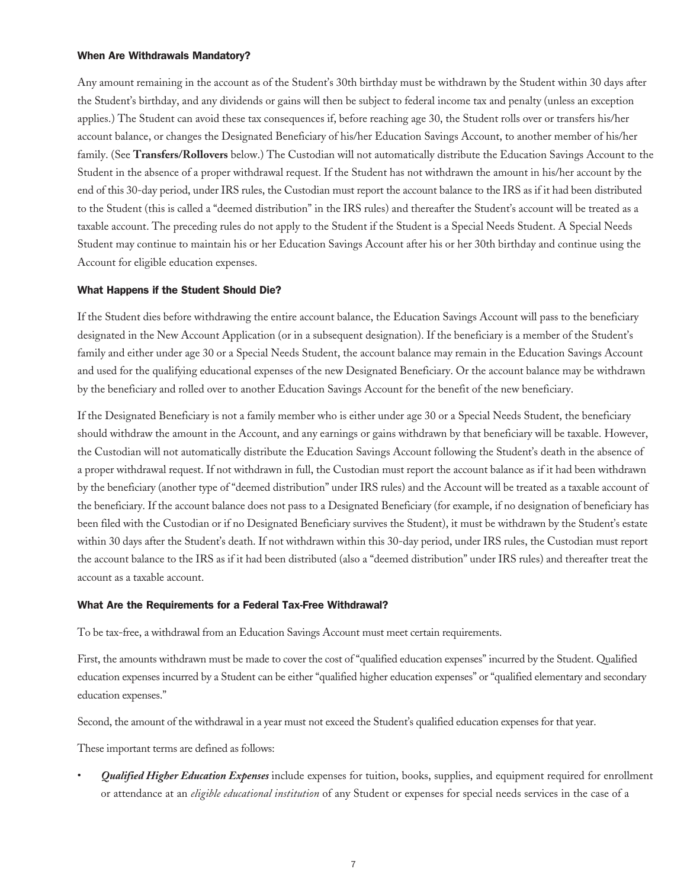### When Are Withdrawals Mandatory?

Any amount remaining in the account as of the Student's 30th birthday must be withdrawn by the Student within 30 days after the Student's birthday, and any dividends or gains will then be subject to federal income tax and penalty (unless an exception applies.) The Student can avoid these tax consequences if, before reaching age 30, the Student rolls over or transfers his/her account balance, or changes the Designated Beneficiary of his/her Education Savings Account, to another member of his/her family. (See **Transfers/Rollovers** below.) The Custodian will not automatically distribute the Education Savings Account to the Student in the absence of a proper withdrawal request. If the Student has not withdrawn the amount in his/her account by the end of this 30-day period, under IRS rules, the Custodian must report the account balance to the IRS as if it had been distributed to the Student (this is called a "deemed distribution" in the IRS rules) and thereafter the Student's account will be treated as a taxable account. The preceding rules do not apply to the Student if the Student is a Special Needs Student. A Special Needs Student may continue to maintain his or her Education Savings Account after his or her 30th birthday and continue using the Account for eligible education expenses.

### What Happens if the Student Should Die?

If the Student dies before withdrawing the entire account balance, the Education Savings Account will pass to the beneficiary designated in the New Account Application (or in a subsequent designation). If the beneficiary is a member of the Student's family and either under age 30 or a Special Needs Student, the account balance may remain in the Education Savings Account and used for the qualifying educational expenses of the new Designated Beneficiary. Or the account balance may be withdrawn by the beneficiary and rolled over to another Education Savings Account for the benefit of the new beneficiary.

If the Designated Beneficiary is not a family member who is either under age 30 or a Special Needs Student, the beneficiary should withdraw the amount in the Account, and any earnings or gains withdrawn by that beneficiary will be taxable. However, the Custodian will not automatically distribute the Education Savings Account following the Student's death in the absence of a proper withdrawal request. If not withdrawn in full, the Custodian must report the account balance as if it had been withdrawn by the beneficiary (another type of "deemed distribution" under IRS rules) and the Account will be treated as a taxable account of the beneficiary. If the account balance does not pass to a Designated Beneficiary (for example, if no designation of beneficiary has been filed with the Custodian or if no Designated Beneficiary survives the Student), it must be withdrawn by the Student's estate within 30 days after the Student's death. If not withdrawn within this 30-day period, under IRS rules, the Custodian must report the account balance to the IRS as if it had been distributed (also a "deemed distribution" under IRS rules) and thereafter treat the account as a taxable account.

### What Are the Requirements for a Federal Tax-Free Withdrawal?

To be tax-free, a withdrawal from an Education Savings Account must meet certain requirements.

First, the amounts withdrawn must be made to cover the cost of "qualified education expenses" incurred by the Student. Qualified education expenses incurred by a Student can be either "qualified higher education expenses" or "qualified elementary and secondary education expenses."

Second, the amount of the withdrawal in a year must not exceed the Student's qualified education expenses for that year.

These important terms are defined as follows:

- ***Qualified Higher Education Expenses*** include expenses for tuition, books, supplies, and equipment required for enrollment or attendance at an *eligible educational institution* of any Student or expenses for special needs services in the case of a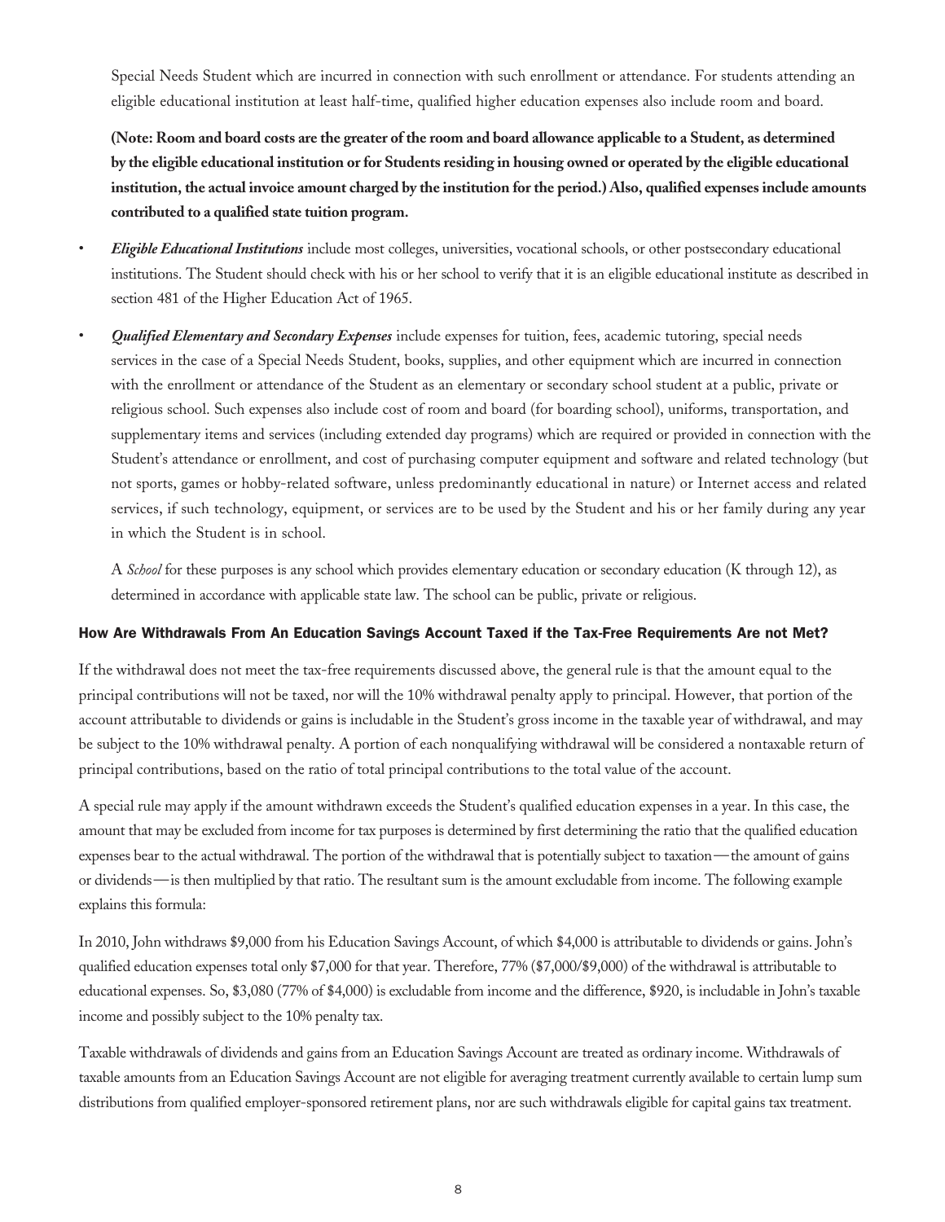Special Needs Student which are incurred in connection with such enrollment or attendance. For students attending an eligible educational institution at least half-time, qualified higher education expenses also include room and board.

**(Note: Room and board costs are the greater of the room and board allowance applicable to a Student, as determined by the eligible educational institution or for Students residing in housing owned or operated by the eligible educational institution, the actual invoice amount charged by the institution for the period.) Also, qualified expenses include amounts contributed to a qualified state tuition program.**

- ***Eligible Educational Institutions*** include most colleges, universities, vocational schools, or other postsecondary educational institutions. The Student should check with his or her school to verify that it is an eligible educational institute as described in section 481 of the Higher Education Act of 1965.
- ***Qualified Elementary and Secondary Expenses*** include expenses for tuition, fees, academic tutoring, special needs services in the case of a Special Needs Student, books, supplies, and other equipment which are incurred in connection with the enrollment or attendance of the Student as an elementary or secondary school student at a public, private or religious school. Such expenses also include cost of room and board (for boarding school), uniforms, transportation, and supplementary items and services (including extended day programs) which are required or provided in connection with the Student's attendance or enrollment, and cost of purchasing computer equipment and software and related technology (but not sports, games or hobby-related software, unless predominantly educational in nature) or Internet access and related services, if such technology, equipment, or services are to be used by the Student and his or her family during any year in which the Student is in school.

  A *School* for these purposes is any school which provides elementary education or secondary education (K through 12), as determined in accordance with applicable state law. The school can be public, private or religious.

### How Are Withdrawals From An Education Savings Account Taxed if the Tax-Free Requirements Are not Met?

If the withdrawal does not meet the tax-free requirements discussed above, the general rule is that the amount equal to the principal contributions will not be taxed, nor will the 10% withdrawal penalty apply to principal. However, that portion of the account attributable to dividends or gains is includable in the Student's gross income in the taxable year of withdrawal, and may be subject to the 10% withdrawal penalty. A portion of each nonqualifying withdrawal will be considered a nontaxable return of principal contributions, based on the ratio of total principal contributions to the total value of the account.

A special rule may apply if the amount withdrawn exceeds the Student's qualified education expenses in a year. In this case, the amount that may be excluded from income for tax purposes is determined by first determining the ratio that the qualified education expenses bear to the actual withdrawal. The portion of the withdrawal that is potentially subject to taxation—the amount of gains or dividends—is then multiplied by that ratio. The resultant sum is the amount excludable from income. The following example explains this formula:

In 2010, John withdraws $9,000 from his Education Savings Account, of which $4,000 is attributable to dividends or gains. John's qualified education expenses total only $7,000 for that year. Therefore, 77% ($7,000/$9,000) of the withdrawal is attributable to educational expenses. So, $3,080 (77% of $4,000) is excludable from income and the difference, $920, is includable in John's taxable income and possibly subject to the 10% penalty tax.

Taxable withdrawals of dividends and gains from an Education Savings Account are treated as ordinary income. Withdrawals of taxable amounts from an Education Savings Account are not eligible for averaging treatment currently available to certain lump sum distributions from qualified employer-sponsored retirement plans, nor are such withdrawals eligible for capital gains tax treatment.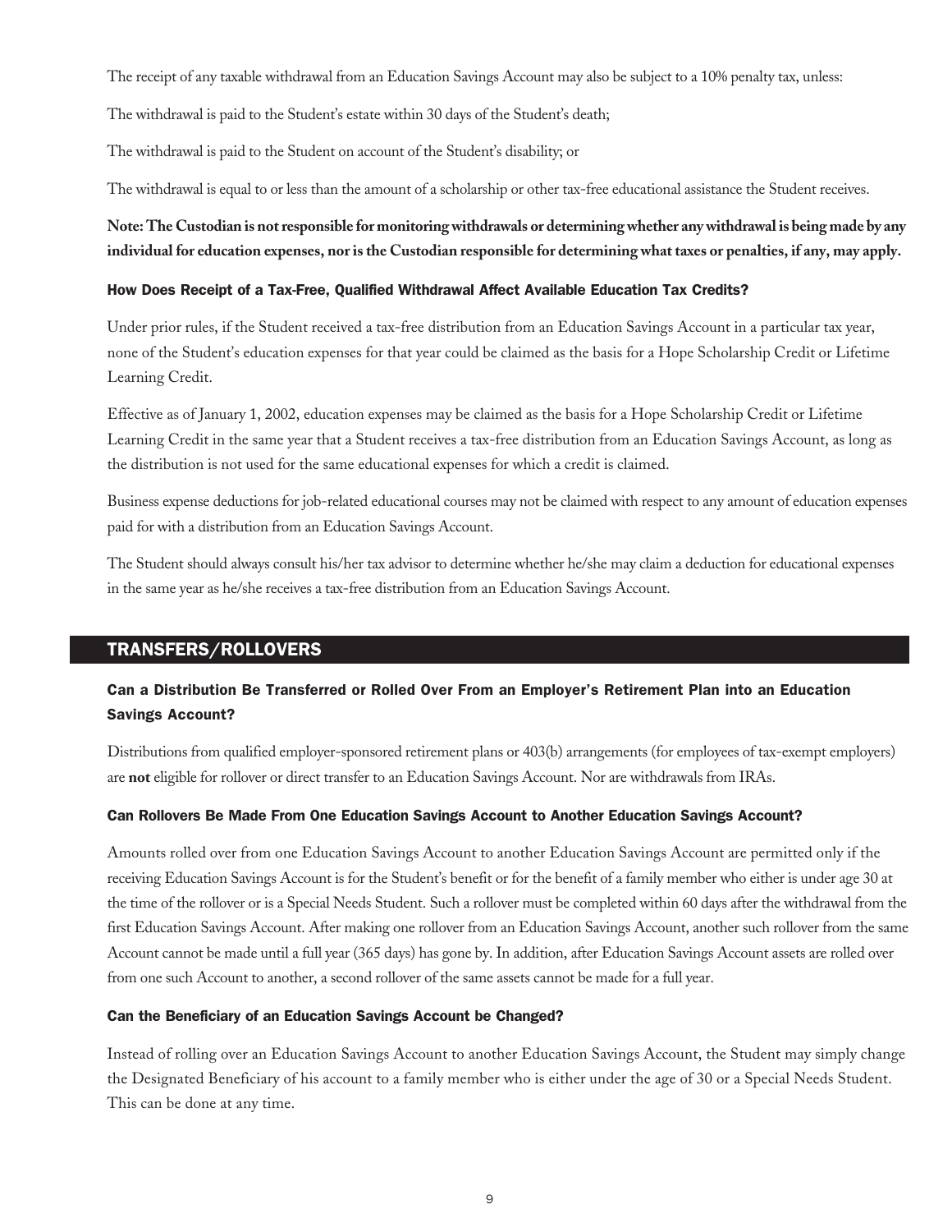The receipt of any taxable withdrawal from an Education Savings Account may also be subject to a 10% penalty tax, unless:

The withdrawal is paid to the Student's estate within 30 days of the Student's death;

The withdrawal is paid to the Student on account of the Student's disability; or

The withdrawal is equal to or less than the amount of a scholarship or other tax-free educational assistance the Student receives.

**Note: The Custodian is not responsible for monitoring withdrawals or determining whether any withdrawal is being made by any individual for education expenses, nor is the Custodian responsible for determining what taxes or penalties, if any, may apply.**

### How Does Receipt of a Tax-Free, Qualified Withdrawal Affect Available Education Tax Credits?

Under prior rules, if the Student received a tax-free distribution from an Education Savings Account in a particular tax year, none of the Student's education expenses for that year could be claimed as the basis for a Hope Scholarship Credit or Lifetime Learning Credit.

Effective as of January 1, 2002, education expenses may be claimed as the basis for a Hope Scholarship Credit or Lifetime Learning Credit in the same year that a Student receives a tax-free distribution from an Education Savings Account, as long as the distribution is not used for the same educational expenses for which a credit is claimed.

Business expense deductions for job-related educational courses may not be claimed with respect to any amount of education expenses paid for with a distribution from an Education Savings Account.

The Student should always consult his/her tax advisor to determine whether he/she may claim a deduction for educational expenses in the same year as he/she receives a tax-free distribution from an Education Savings Account.

## TRANSFERS/ROLLOVERS

### Can a Distribution Be Transferred or Rolled Over From an Employer's Retirement Plan into an Education Savings Account?

Distributions from qualified employer-sponsored retirement plans or 403(b) arrangements (for employees of tax-exempt employers) are **not** eligible for rollover or direct transfer to an Education Savings Account. Nor are withdrawals from IRAs.

### Can Rollovers Be Made From One Education Savings Account to Another Education Savings Account?

Amounts rolled over from one Education Savings Account to another Education Savings Account are permitted only if the receiving Education Savings Account is for the Student's benefit or for the benefit of a family member who either is under age 30 at the time of the rollover or is a Special Needs Student. Such a rollover must be completed within 60 days after the withdrawal from the first Education Savings Account. After making one rollover from an Education Savings Account, another such rollover from the same Account cannot be made until a full year (365 days) has gone by. In addition, after Education Savings Account assets are rolled over from one such Account to another, a second rollover of the same assets cannot be made for a full year.

### Can the Beneficiary of an Education Savings Account be Changed?

Instead of rolling over an Education Savings Account to another Education Savings Account, the Student may simply change the Designated Beneficiary of his account to a family member who is either under the age of 30 or a Special Needs Student. This can be done at any time.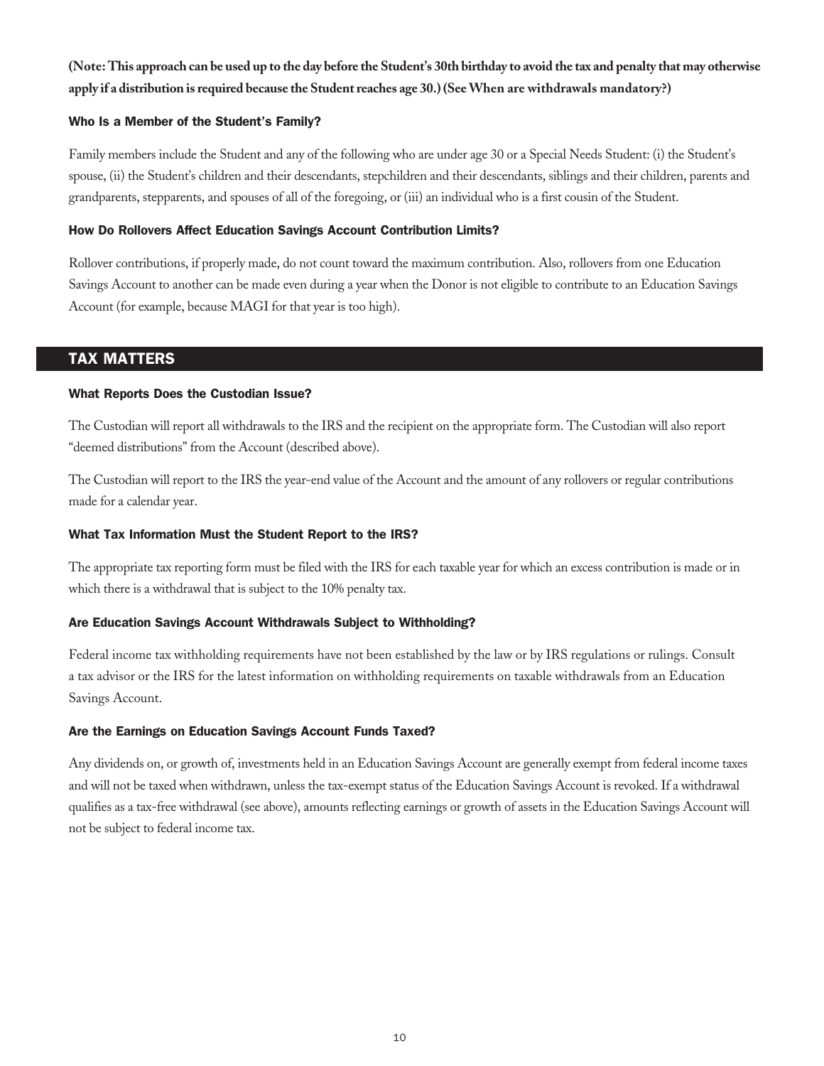**(Note: This approach can be used up to the day before the Student's 30th birthday to avoid the tax and penalty that may otherwise apply if a distribution is required because the Student reaches age 30.) (See When are withdrawals mandatory?)**

### Who Is a Member of the Student's Family?

Family members include the Student and any of the following who are under age 30 or a Special Needs Student: (i) the Student's spouse, (ii) the Student's children and their descendants, stepchildren and their descendants, siblings and their children, parents and grandparents, stepparents, and spouses of all of the foregoing, or (iii) an individual who is a first cousin of the Student.

### How Do Rollovers Affect Education Savings Account Contribution Limits?

Rollover contributions, if properly made, do not count toward the maximum contribution. Also, rollovers from one Education Savings Account to another can be made even during a year when the Donor is not eligible to contribute to an Education Savings Account (for example, because MAGI for that year is too high).

## TAX MATTERS

### What Reports Does the Custodian Issue?

The Custodian will report all withdrawals to the IRS and the recipient on the appropriate form. The Custodian will also report "deemed distributions" from the Account (described above).

The Custodian will report to the IRS the year-end value of the Account and the amount of any rollovers or regular contributions made for a calendar year.

### What Tax Information Must the Student Report to the IRS?

The appropriate tax reporting form must be filed with the IRS for each taxable year for which an excess contribution is made or in which there is a withdrawal that is subject to the 10% penalty tax.

### Are Education Savings Account Withdrawals Subject to Withholding?

Federal income tax withholding requirements have not been established by the law or by IRS regulations or rulings. Consult a tax advisor or the IRS for the latest information on withholding requirements on taxable withdrawals from an Education Savings Account.

### Are the Earnings on Education Savings Account Funds Taxed?

Any dividends on, or growth of, investments held in an Education Savings Account are generally exempt from federal income taxes and will not be taxed when withdrawn, unless the tax-exempt status of the Education Savings Account is revoked. If a withdrawal qualifies as a tax-free withdrawal (see above), amounts reflecting earnings or growth of assets in the Education Savings Account will not be subject to federal income tax.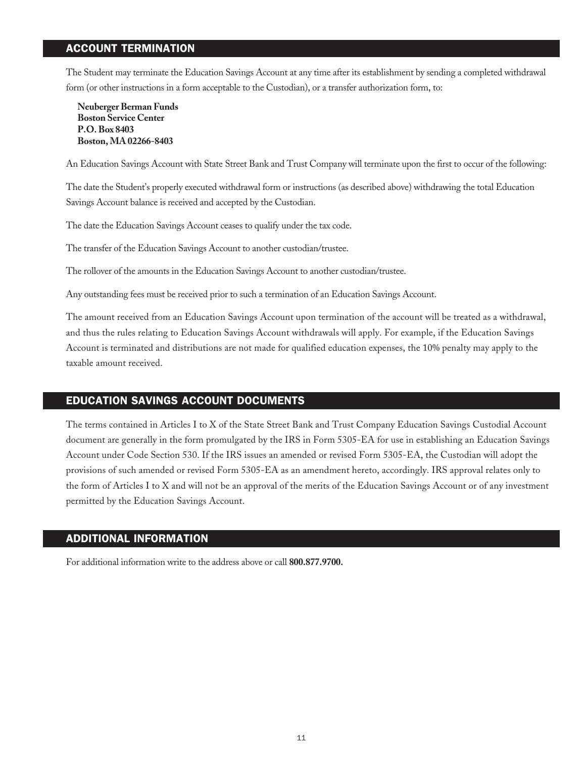## ACCOUNT TERMINATION

The Student may terminate the Education Savings Account at any time after its establishment by sending a completed withdrawal form (or other instructions in a form acceptable to the Custodian), or a transfer authorization form, to:

**Neuberger Berman Funds**
**Boston Service Center**
**P.O. Box 8403**
**Boston, MA 02266-8403**

An Education Savings Account with State Street Bank and Trust Company will terminate upon the first to occur of the following:

The date the Student's properly executed withdrawal form or instructions (as described above) withdrawing the total Education Savings Account balance is received and accepted by the Custodian.

The date the Education Savings Account ceases to qualify under the tax code.

The transfer of the Education Savings Account to another custodian/trustee.

The rollover of the amounts in the Education Savings Account to another custodian/trustee.

Any outstanding fees must be received prior to such a termination of an Education Savings Account.

The amount received from an Education Savings Account upon termination of the account will be treated as a withdrawal, and thus the rules relating to Education Savings Account withdrawals will apply. For example, if the Education Savings Account is terminated and distributions are not made for qualified education expenses, the 10% penalty may apply to the taxable amount received.

## EDUCATION SAVINGS ACCOUNT DOCUMENTS

The terms contained in Articles I to X of the State Street Bank and Trust Company Education Savings Custodial Account document are generally in the form promulgated by the IRS in Form 5305-EA for use in establishing an Education Savings Account under Code Section 530. If the IRS issues an amended or revised Form 5305-EA, the Custodian will adopt the provisions of such amended or revised Form 5305-EA as an amendment hereto, accordingly. IRS approval relates only to the form of Articles I to X and will not be an approval of the merits of the Education Savings Account or of any investment permitted by the Education Savings Account.

## ADDITIONAL INFORMATION

For additional information write to the address above or call **800.877.9700.**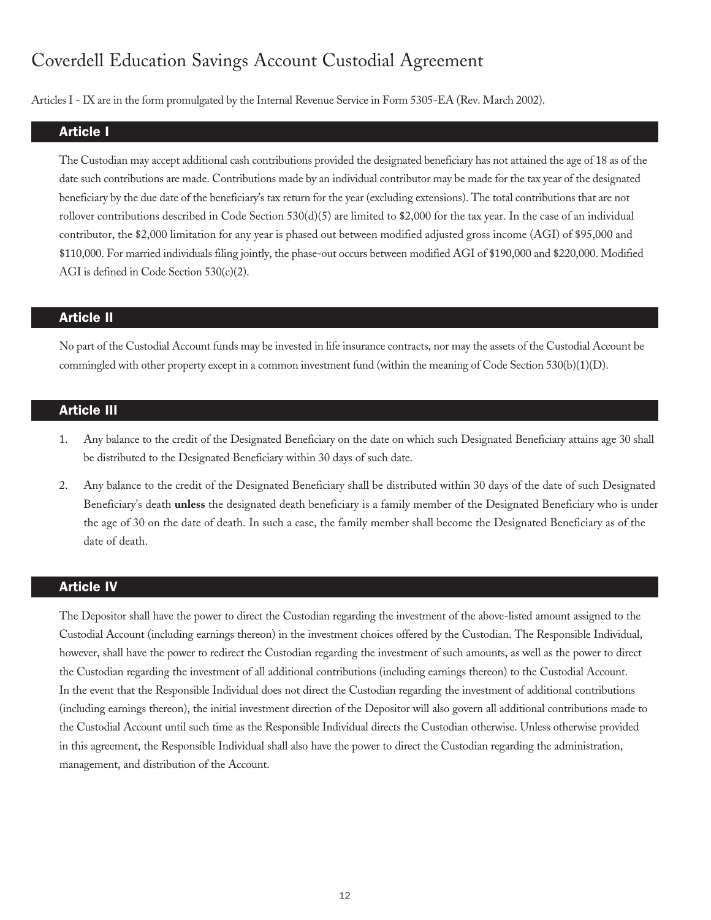# Coverdell Education Savings Account Custodial Agreement

Articles I - IX are in the form promulgated by the Internal Revenue Service in Form 5305-EA (Rev. March 2002).

## Article I

The Custodian may accept additional cash contributions provided the designated beneficiary has not attained the age of 18 as of the date such contributions are made. Contributions made by an individual contributor may be made for the tax year of the designated beneficiary by the due date of the beneficiary's tax return for the year (excluding extensions). The total contributions that are not rollover contributions described in Code Section 530(d)(5) are limited to $2,000 for the tax year. In the case of an individual contributor, the $2,000 limitation for any year is phased out between modified adjusted gross income (AGI) of $95,000 and $110,000. For married individuals filing jointly, the phase-out occurs between modified AGI of $190,000 and $220,000. Modified AGI is defined in Code Section 530(c)(2).

## Article II

No part of the Custodial Account funds may be invested in life insurance contracts, nor may the assets of the Custodial Account be commingled with other property except in a common investment fund (within the meaning of Code Section 530(b)(1)(D).

## Article III

1. Any balance to the credit of the Designated Beneficiary on the date on which such Designated Beneficiary attains age 30 shall be distributed to the Designated Beneficiary within 30 days of such date.
2. Any balance to the credit of the Designated Beneficiary shall be distributed within 30 days of the date of such Designated Beneficiary's death **unless** the designated death beneficiary is a family member of the Designated Beneficiary who is under the age of 30 on the date of death. In such a case, the family member shall become the Designated Beneficiary as of the date of death.

## Article IV

The Depositor shall have the power to direct the Custodian regarding the investment of the above-listed amount assigned to the Custodial Account (including earnings thereon) in the investment choices offered by the Custodian. The Responsible Individual, however, shall have the power to redirect the Custodian regarding the investment of such amounts, as well as the power to direct the Custodian regarding the investment of all additional contributions (including earnings thereon) to the Custodial Account. In the event that the Responsible Individual does not direct the Custodian regarding the investment of additional contributions (including earnings thereon), the initial investment direction of the Depositor will also govern all additional contributions made to the Custodial Account until such time as the Responsible Individual directs the Custodian otherwise. Unless otherwise provided in this agreement, the Responsible Individual shall also have the power to direct the Custodian regarding the administration, management, and distribution of the Account.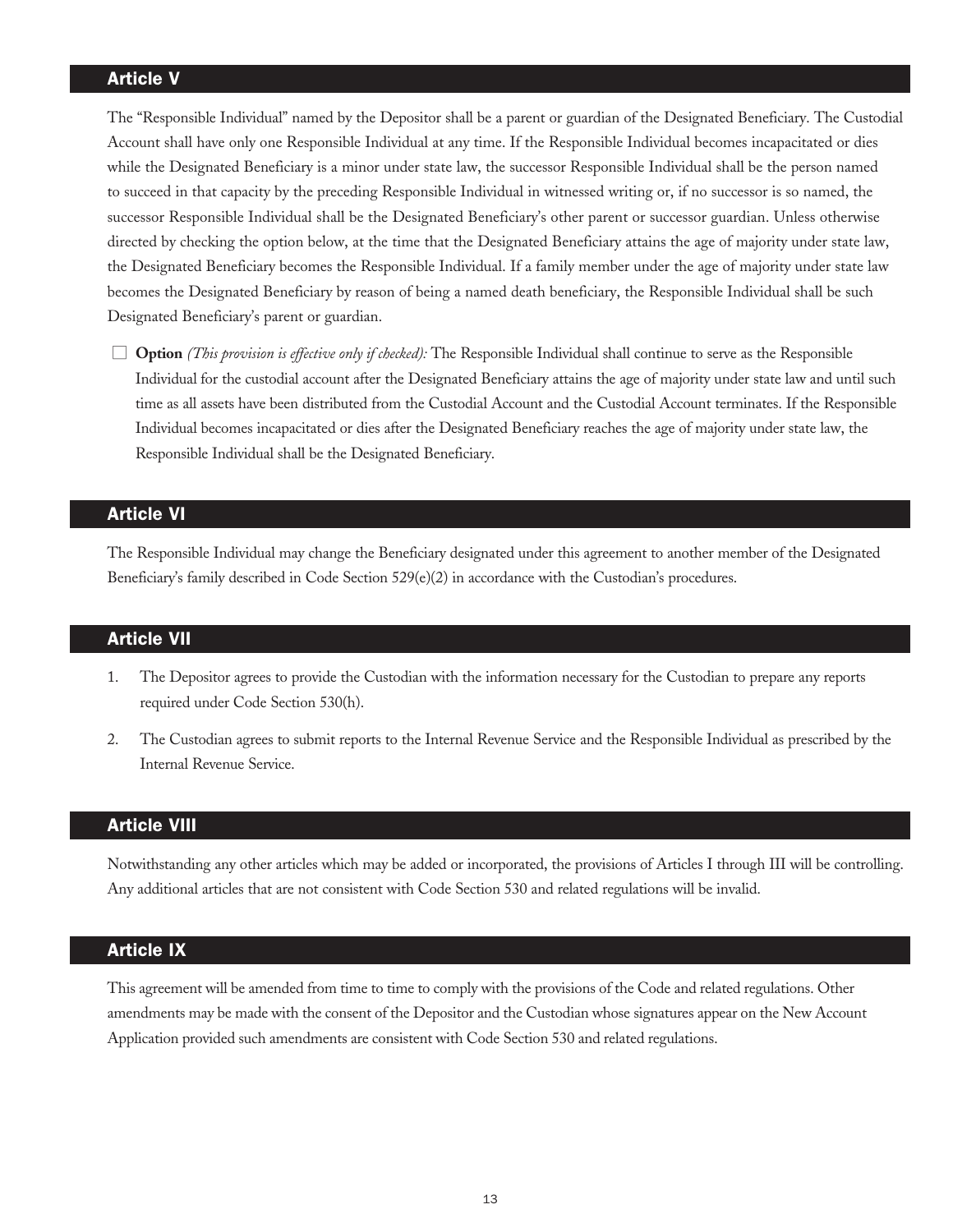## Article V

The "Responsible Individual" named by the Depositor shall be a parent or guardian of the Designated Beneficiary. The Custodial Account shall have only one Responsible Individual at any time. If the Responsible Individual becomes incapacitated or dies while the Designated Beneficiary is a minor under state law, the successor Responsible Individual shall be the person named to succeed in that capacity by the preceding Responsible Individual in witnessed writing or, if no successor is so named, the successor Responsible Individual shall be the Designated Beneficiary's other parent or successor guardian. Unless otherwise directed by checking the option below, at the time that the Designated Beneficiary attains the age of majority under state law, the Designated Beneficiary becomes the Responsible Individual. If a family member under the age of majority under state law becomes the Designated Beneficiary by reason of being a named death beneficiary, the Responsible Individual shall be such Designated Beneficiary's parent or guardian.

☐ **Option** *(This provision is effective only if checked):* The Responsible Individual shall continue to serve as the Responsible Individual for the custodial account after the Designated Beneficiary attains the age of majority under state law and until such time as all assets have been distributed from the Custodial Account and the Custodial Account terminates. If the Responsible Individual becomes incapacitated or dies after the Designated Beneficiary reaches the age of majority under state law, the Responsible Individual shall be the Designated Beneficiary.

## Article VI

The Responsible Individual may change the Beneficiary designated under this agreement to another member of the Designated Beneficiary's family described in Code Section 529(e)(2) in accordance with the Custodian's procedures.

## Article VII

1. The Depositor agrees to provide the Custodian with the information necessary for the Custodian to prepare any reports required under Code Section 530(h).
2. The Custodian agrees to submit reports to the Internal Revenue Service and the Responsible Individual as prescribed by the Internal Revenue Service.

## Article VIII

Notwithstanding any other articles which may be added or incorporated, the provisions of Articles I through III will be controlling. Any additional articles that are not consistent with Code Section 530 and related regulations will be invalid.

## Article IX

This agreement will be amended from time to time to comply with the provisions of the Code and related regulations. Other amendments may be made with the consent of the Depositor and the Custodian whose signatures appear on the New Account Application provided such amendments are consistent with Code Section 530 and related regulations.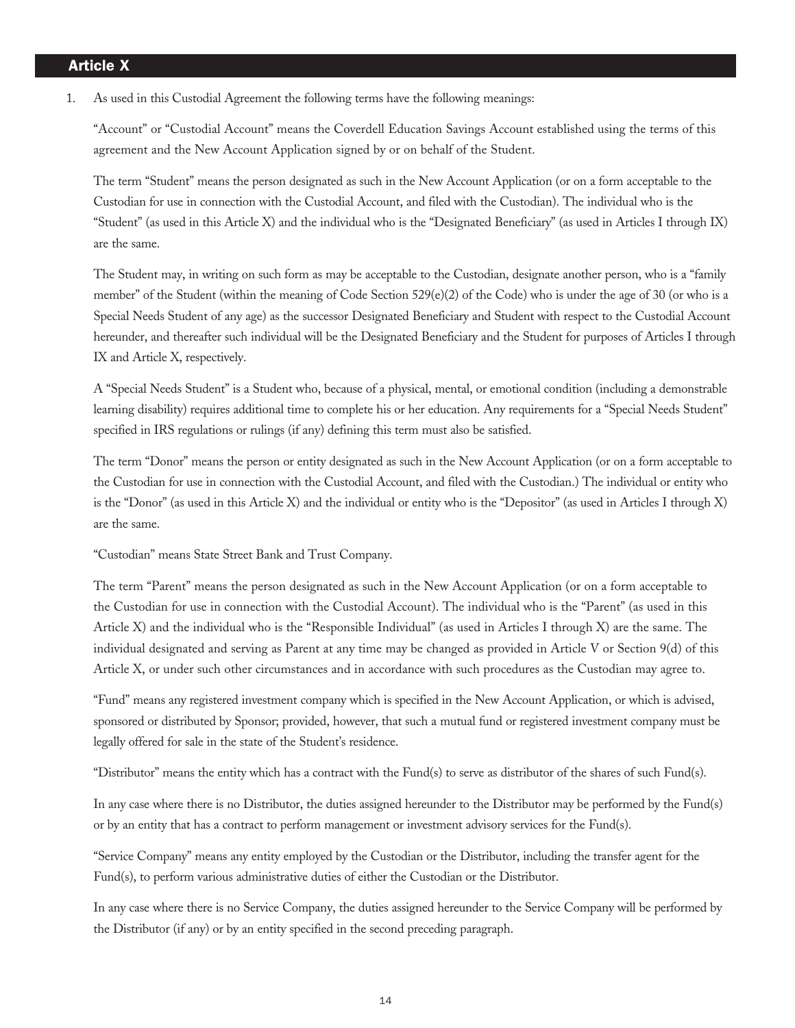## Article X

1. As used in this Custodial Agreement the following terms have the following meanings:

   "Account" or "Custodial Account" means the Coverdell Education Savings Account established using the terms of this agreement and the New Account Application signed by or on behalf of the Student.

   The term "Student" means the person designated as such in the New Account Application (or on a form acceptable to the Custodian for use in connection with the Custodial Account, and filed with the Custodian). The individual who is the "Student" (as used in this Article X) and the individual who is the "Designated Beneficiary" (as used in Articles I through IX) are the same.

   The Student may, in writing on such form as may be acceptable to the Custodian, designate another person, who is a "family member" of the Student (within the meaning of Code Section 529(e)(2) of the Code) who is under the age of 30 (or who is a Special Needs Student of any age) as the successor Designated Beneficiary and Student with respect to the Custodial Account hereunder, and thereafter such individual will be the Designated Beneficiary and the Student for purposes of Articles I through IX and Article X, respectively.

   A "Special Needs Student" is a Student who, because of a physical, mental, or emotional condition (including a demonstrable learning disability) requires additional time to complete his or her education. Any requirements for a "Special Needs Student" specified in IRS regulations or rulings (if any) defining this term must also be satisfied.

   The term "Donor" means the person or entity designated as such in the New Account Application (or on a form acceptable to the Custodian for use in connection with the Custodial Account, and filed with the Custodian.) The individual or entity who is the "Donor" (as used in this Article X) and the individual or entity who is the "Depositor" (as used in Articles I through X) are the same.

   "Custodian" means State Street Bank and Trust Company.

   The term "Parent" means the person designated as such in the New Account Application (or on a form acceptable to the Custodian for use in connection with the Custodial Account). The individual who is the "Parent" (as used in this Article X) and the individual who is the "Responsible Individual" (as used in Articles I through X) are the same. The individual designated and serving as Parent at any time may be changed as provided in Article V or Section 9(d) of this Article X, or under such other circumstances and in accordance with such procedures as the Custodian may agree to.

   "Fund" means any registered investment company which is specified in the New Account Application, or which is advised, sponsored or distributed by Sponsor; provided, however, that such a mutual fund or registered investment company must be legally offered for sale in the state of the Student's residence.

   "Distributor" means the entity which has a contract with the Fund(s) to serve as distributor of the shares of such Fund(s).

   In any case where there is no Distributor, the duties assigned hereunder to the Distributor may be performed by the Fund(s) or by an entity that has a contract to perform management or investment advisory services for the Fund(s).

   "Service Company" means any entity employed by the Custodian or the Distributor, including the transfer agent for the Fund(s), to perform various administrative duties of either the Custodian or the Distributor.

   In any case where there is no Service Company, the duties assigned hereunder to the Service Company will be performed by the Distributor (if any) or by an entity specified in the second preceding paragraph.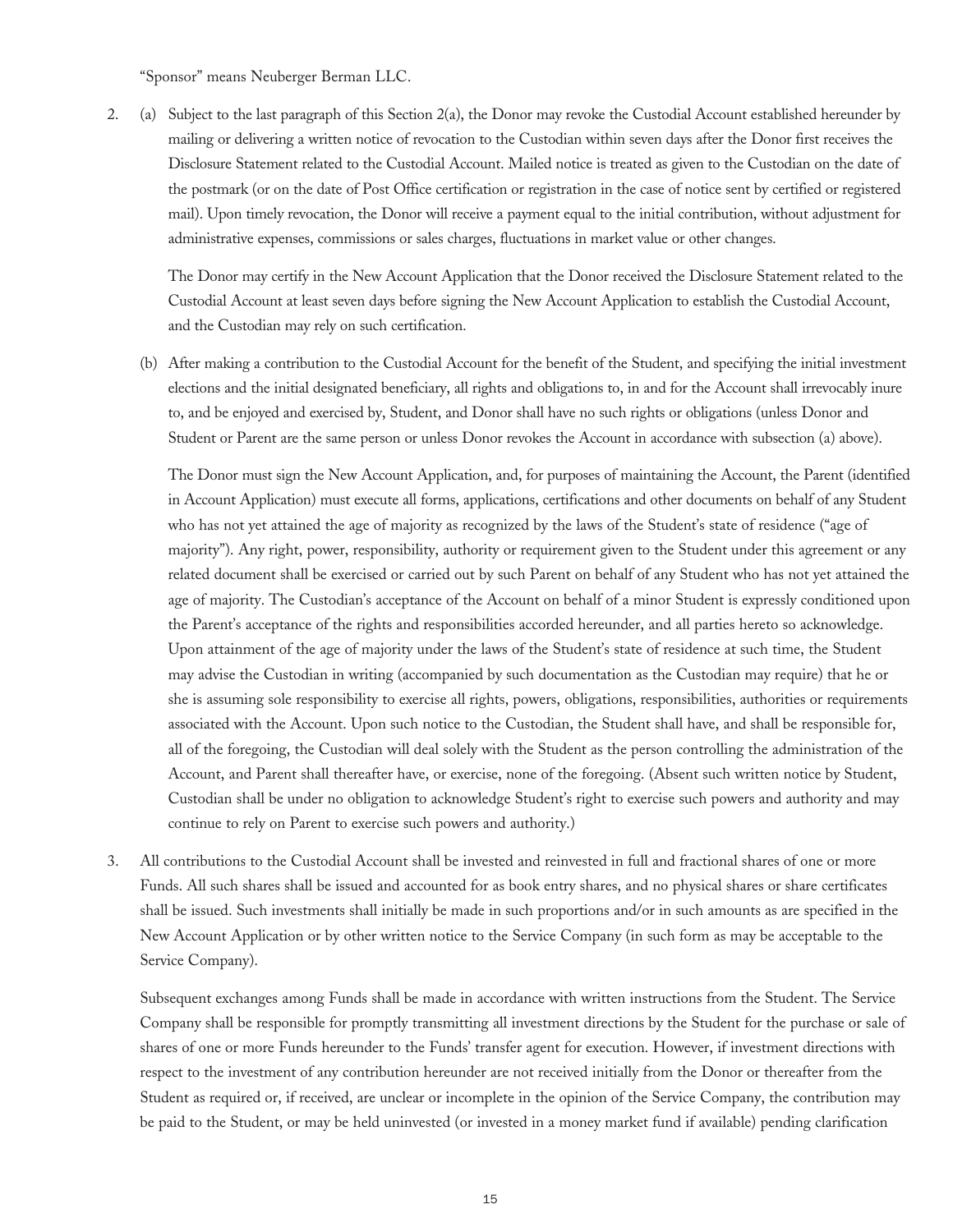"Sponsor" means Neuberger Berman LLC.

2. (a) Subject to the last paragraph of this Section 2(a), the Donor may revoke the Custodial Account established hereunder by mailing or delivering a written notice of revocation to the Custodian within seven days after the Donor first receives the Disclosure Statement related to the Custodial Account. Mailed notice is treated as given to the Custodian on the date of the postmark (or on the date of Post Office certification or registration in the case of notice sent by certified or registered mail). Upon timely revocation, the Donor will receive a payment equal to the initial contribution, without adjustment for administrative expenses, commissions or sales charges, fluctuations in market value or other changes.

   The Donor may certify in the New Account Application that the Donor received the Disclosure Statement related to the Custodial Account at least seven days before signing the New Account Application to establish the Custodial Account, and the Custodian may rely on such certification.

   (b) After making a contribution to the Custodial Account for the benefit of the Student, and specifying the initial investment elections and the initial designated beneficiary, all rights and obligations to, in and for the Account shall irrevocably inure to, and be enjoyed and exercised by, Student, and Donor shall have no such rights or obligations (unless Donor and Student or Parent are the same person or unless Donor revokes the Account in accordance with subsection (a) above).

   The Donor must sign the New Account Application, and, for purposes of maintaining the Account, the Parent (identified in Account Application) must execute all forms, applications, certifications and other documents on behalf of any Student who has not yet attained the age of majority as recognized by the laws of the Student's state of residence ("age of majority"). Any right, power, responsibility, authority or requirement given to the Student under this agreement or any related document shall be exercised or carried out by such Parent on behalf of any Student who has not yet attained the age of majority. The Custodian's acceptance of the Account on behalf of a minor Student is expressly conditioned upon the Parent's acceptance of the rights and responsibilities accorded hereunder, and all parties hereto so acknowledge. Upon attainment of the age of majority under the laws of the Student's state of residence at such time, the Student may advise the Custodian in writing (accompanied by such documentation as the Custodian may require) that he or she is assuming sole responsibility to exercise all rights, powers, obligations, responsibilities, authorities or requirements associated with the Account. Upon such notice to the Custodian, the Student shall have, and shall be responsible for, all of the foregoing, the Custodian will deal solely with the Student as the person controlling the administration of the Account, and Parent shall thereafter have, or exercise, none of the foregoing. (Absent such written notice by Student, Custodian shall be under no obligation to acknowledge Student's right to exercise such powers and authority and may continue to rely on Parent to exercise such powers and authority.)

3. All contributions to the Custodial Account shall be invested and reinvested in full and fractional shares of one or more Funds. All such shares shall be issued and accounted for as book entry shares, and no physical shares or share certificates shall be issued. Such investments shall initially be made in such proportions and/or in such amounts as are specified in the New Account Application or by other written notice to the Service Company (in such form as may be acceptable to the Service Company).

   Subsequent exchanges among Funds shall be made in accordance with written instructions from the Student. The Service Company shall be responsible for promptly transmitting all investment directions by the Student for the purchase or sale of shares of one or more Funds hereunder to the Funds' transfer agent for execution. However, if investment directions with respect to the investment of any contribution hereunder are not received initially from the Donor or thereafter from the Student as required or, if received, are unclear or incomplete in the opinion of the Service Company, the contribution may be paid to the Student, or may be held uninvested (or invested in a money market fund if available) pending clarification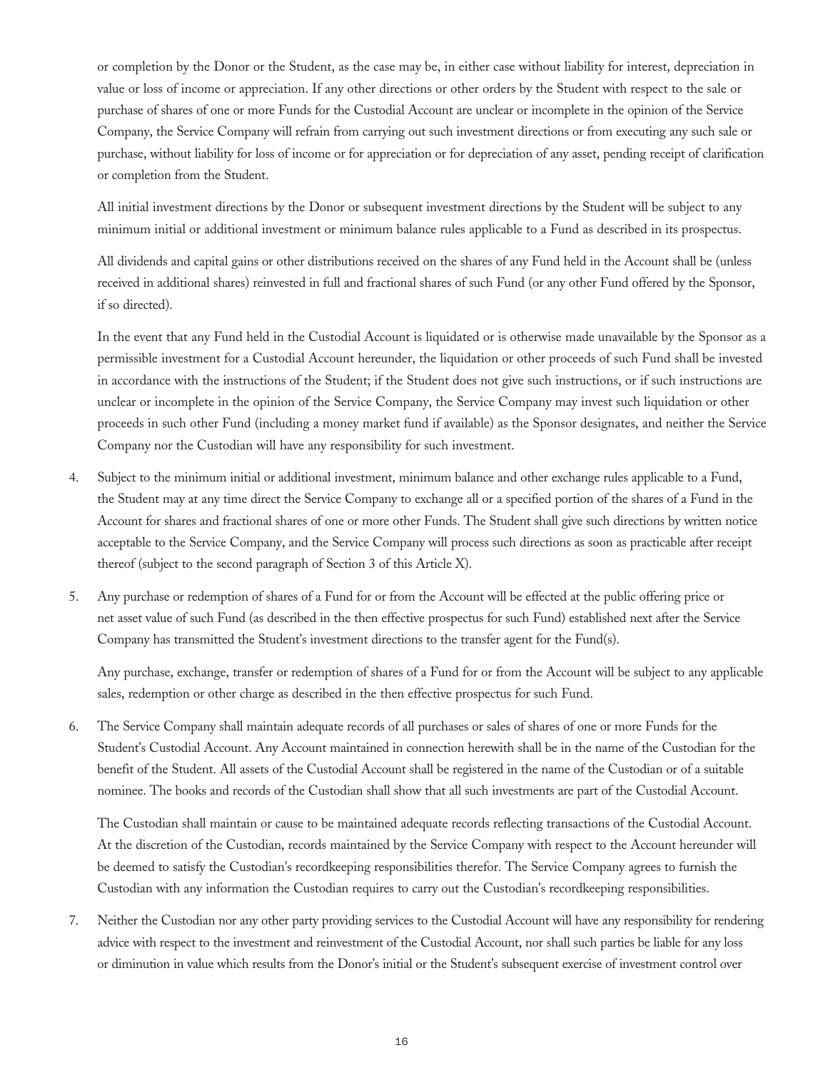or completion by the Donor or the Student, as the case may be, in either case without liability for interest, depreciation in value or loss of income or appreciation. If any other directions or other orders by the Student with respect to the sale or purchase of shares of one or more Funds for the Custodial Account are unclear or incomplete in the opinion of the Service Company, the Service Company will refrain from carrying out such investment directions or from executing any such sale or purchase, without liability for loss of income or for appreciation or for depreciation of any asset, pending receipt of clarification or completion from the Student.

All initial investment directions by the Donor or subsequent investment directions by the Student will be subject to any minimum initial or additional investment or minimum balance rules applicable to a Fund as described in its prospectus.

All dividends and capital gains or other distributions received on the shares of any Fund held in the Account shall be (unless received in additional shares) reinvested in full and fractional shares of such Fund (or any other Fund offered by the Sponsor, if so directed).

In the event that any Fund held in the Custodial Account is liquidated or is otherwise made unavailable by the Sponsor as a permissible investment for a Custodial Account hereunder, the liquidation or other proceeds of such Fund shall be invested in accordance with the instructions of the Student; if the Student does not give such instructions, or if such instructions are unclear or incomplete in the opinion of the Service Company, the Service Company may invest such liquidation or other proceeds in such other Fund (including a money market fund if available) as the Sponsor designates, and neither the Service Company nor the Custodian will have any responsibility for such investment.

4. Subject to the minimum initial or additional investment, minimum balance and other exchange rules applicable to a Fund, the Student may at any time direct the Service Company to exchange all or a specified portion of the shares of a Fund in the Account for shares and fractional shares of one or more other Funds. The Student shall give such directions by written notice acceptable to the Service Company, and the Service Company will process such directions as soon as practicable after receipt thereof (subject to the second paragraph of Section 3 of this Article X).

5. Any purchase or redemption of shares of a Fund for or from the Account will be effected at the public offering price or net asset value of such Fund (as described in the then effective prospectus for such Fund) established next after the Service Company has transmitted the Student's investment directions to the transfer agent for the Fund(s).

   Any purchase, exchange, transfer or redemption of shares of a Fund for or from the Account will be subject to any applicable sales, redemption or other charge as described in the then effective prospectus for such Fund.

6. The Service Company shall maintain adequate records of all purchases or sales of shares of one or more Funds for the Student's Custodial Account. Any Account maintained in connection herewith shall be in the name of the Custodian for the benefit of the Student. All assets of the Custodial Account shall be registered in the name of the Custodian or of a suitable nominee. The books and records of the Custodian shall show that all such investments are part of the Custodial Account.

   The Custodian shall maintain or cause to be maintained adequate records reflecting transactions of the Custodial Account. At the discretion of the Custodian, records maintained by the Service Company with respect to the Account hereunder will be deemed to satisfy the Custodian's recordkeeping responsibilities therefor. The Service Company agrees to furnish the Custodian with any information the Custodian requires to carry out the Custodian's recordkeeping responsibilities.

7. Neither the Custodian nor any other party providing services to the Custodial Account will have any responsibility for rendering advice with respect to the investment and reinvestment of the Custodial Account, nor shall such parties be liable for any loss or diminution in value which results from the Donor's initial or the Student's subsequent exercise of investment control over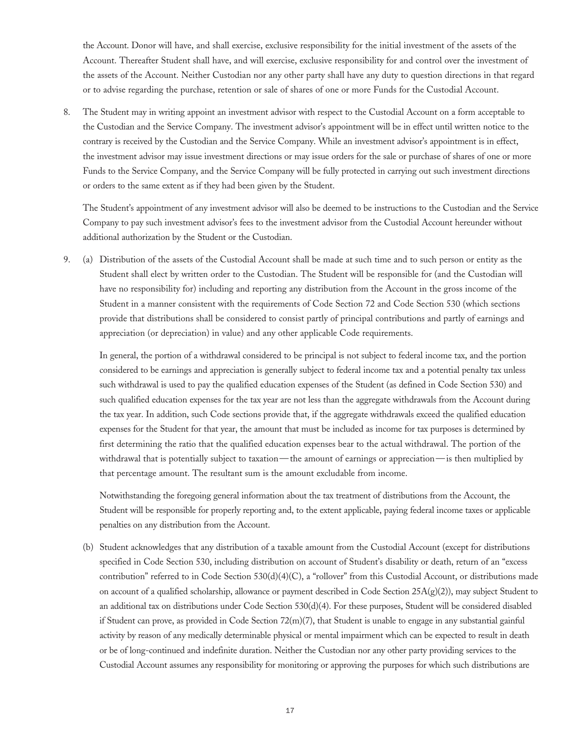the Account. Donor will have, and shall exercise, exclusive responsibility for the initial investment of the assets of the Account. Thereafter Student shall have, and will exercise, exclusive responsibility for and control over the investment of the assets of the Account. Neither Custodian nor any other party shall have any duty to question directions in that regard or to advise regarding the purchase, retention or sale of shares of one or more Funds for the Custodial Account.

8. The Student may in writing appoint an investment advisor with respect to the Custodial Account on a form acceptable to the Custodian and the Service Company. The investment advisor's appointment will be in effect until written notice to the contrary is received by the Custodian and the Service Company. While an investment advisor's appointment is in effect, the investment advisor may issue investment directions or may issue orders for the sale or purchase of shares of one or more Funds to the Service Company, and the Service Company will be fully protected in carrying out such investment directions or orders to the same extent as if they had been given by the Student.

   The Student's appointment of any investment advisor will also be deemed to be instructions to the Custodian and the Service Company to pay such investment advisor's fees to the investment advisor from the Custodial Account hereunder without additional authorization by the Student or the Custodian.

9. (a) Distribution of the assets of the Custodial Account shall be made at such time and to such person or entity as the Student shall elect by written order to the Custodian. The Student will be responsible for (and the Custodian will have no responsibility for) including and reporting any distribution from the Account in the gross income of the Student in a manner consistent with the requirements of Code Section 72 and Code Section 530 (which sections provide that distributions shall be considered to consist partly of principal contributions and partly of earnings and appreciation (or depreciation) in value) and any other applicable Code requirements.

   In general, the portion of a withdrawal considered to be principal is not subject to federal income tax, and the portion considered to be earnings and appreciation is generally subject to federal income tax and a potential penalty tax unless such withdrawal is used to pay the qualified education expenses of the Student (as defined in Code Section 530) and such qualified education expenses for the tax year are not less than the aggregate withdrawals from the Account during the tax year. In addition, such Code sections provide that, if the aggregate withdrawals exceed the qualified education expenses for the Student for that year, the amount that must be included as income for tax purposes is determined by first determining the ratio that the qualified education expenses bear to the actual withdrawal. The portion of the withdrawal that is potentially subject to taxation—the amount of earnings or appreciation—is then multiplied by that percentage amount. The resultant sum is the amount excludable from income.

   Notwithstanding the foregoing general information about the tax treatment of distributions from the Account, the Student will be responsible for properly reporting and, to the extent applicable, paying federal income taxes or applicable penalties on any distribution from the Account.

   (b) Student acknowledges that any distribution of a taxable amount from the Custodial Account (except for distributions specified in Code Section 530, including distribution on account of Student's disability or death, return of an "excess contribution" referred to in Code Section 530(d)(4)(C), a "rollover" from this Custodial Account, or distributions made on account of a qualified scholarship, allowance or payment described in Code Section 25A(g)(2)), may subject Student to an additional tax on distributions under Code Section 530(d)(4). For these purposes, Student will be considered disabled if Student can prove, as provided in Code Section 72(m)(7), that Student is unable to engage in any substantial gainful activity by reason of any medically determinable physical or mental impairment which can be expected to result in death or be of long-continued and indefinite duration. Neither the Custodian nor any other party providing services to the Custodial Account assumes any responsibility for monitoring or approving the purposes for which such distributions are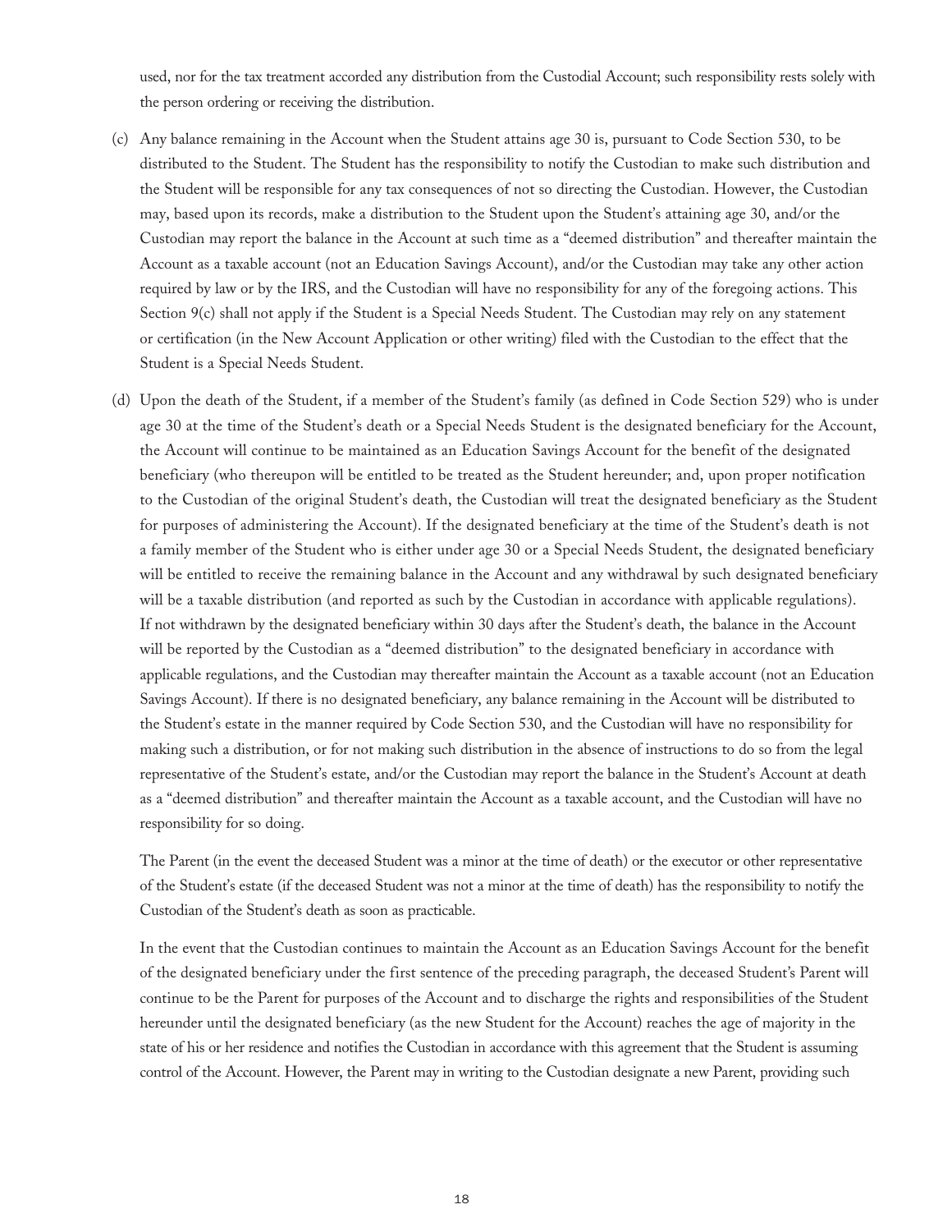used, nor for the tax treatment accorded any distribution from the Custodial Account; such responsibility rests solely with the person ordering or receiving the distribution.

(c) Any balance remaining in the Account when the Student attains age 30 is, pursuant to Code Section 530, to be distributed to the Student. The Student has the responsibility to notify the Custodian to make such distribution and the Student will be responsible for any tax consequences of not so directing the Custodian. However, the Custodian may, based upon its records, make a distribution to the Student upon the Student's attaining age 30, and/or the Custodian may report the balance in the Account at such time as a "deemed distribution" and thereafter maintain the Account as a taxable account (not an Education Savings Account), and/or the Custodian may take any other action required by law or by the IRS, and the Custodian will have no responsibility for any of the foregoing actions. This Section 9(c) shall not apply if the Student is a Special Needs Student. The Custodian may rely on any statement or certification (in the New Account Application or other writing) filed with the Custodian to the effect that the Student is a Special Needs Student.

(d) Upon the death of the Student, if a member of the Student's family (as defined in Code Section 529) who is under age 30 at the time of the Student's death or a Special Needs Student is the designated beneficiary for the Account, the Account will continue to be maintained as an Education Savings Account for the benefit of the designated beneficiary (who thereupon will be entitled to be treated as the Student hereunder; and, upon proper notification to the Custodian of the original Student's death, the Custodian will treat the designated beneficiary as the Student for purposes of administering the Account). If the designated beneficiary at the time of the Student's death is not a family member of the Student who is either under age 30 or a Special Needs Student, the designated beneficiary will be entitled to receive the remaining balance in the Account and any withdrawal by such designated beneficiary will be a taxable distribution (and reported as such by the Custodian in accordance with applicable regulations). If not withdrawn by the designated beneficiary within 30 days after the Student's death, the balance in the Account will be reported by the Custodian as a "deemed distribution" to the designated beneficiary in accordance with applicable regulations, and the Custodian may thereafter maintain the Account as a taxable account (not an Education Savings Account). If there is no designated beneficiary, any balance remaining in the Account will be distributed to the Student's estate in the manner required by Code Section 530, and the Custodian will have no responsibility for making such a distribution, or for not making such distribution in the absence of instructions to do so from the legal representative of the Student's estate, and/or the Custodian may report the balance in the Student's Account at death as a "deemed distribution" and thereafter maintain the Account as a taxable account, and the Custodian will have no responsibility for so doing.

 The Parent (in the event the deceased Student was a minor at the time of death) or the executor or other representative of the Student's estate (if the deceased Student was not a minor at the time of death) has the responsibility to notify the Custodian of the Student's death as soon as practicable.

 In the event that the Custodian continues to maintain the Account as an Education Savings Account for the benefit of the designated beneficiary under the first sentence of the preceding paragraph, the deceased Student's Parent will continue to be the Parent for purposes of the Account and to discharge the rights and responsibilities of the Student hereunder until the designated beneficiary (as the new Student for the Account) reaches the age of majority in the state of his or her residence and notifies the Custodian in accordance with this agreement that the Student is assuming control of the Account. However, the Parent may in writing to the Custodian designate a new Parent, providing such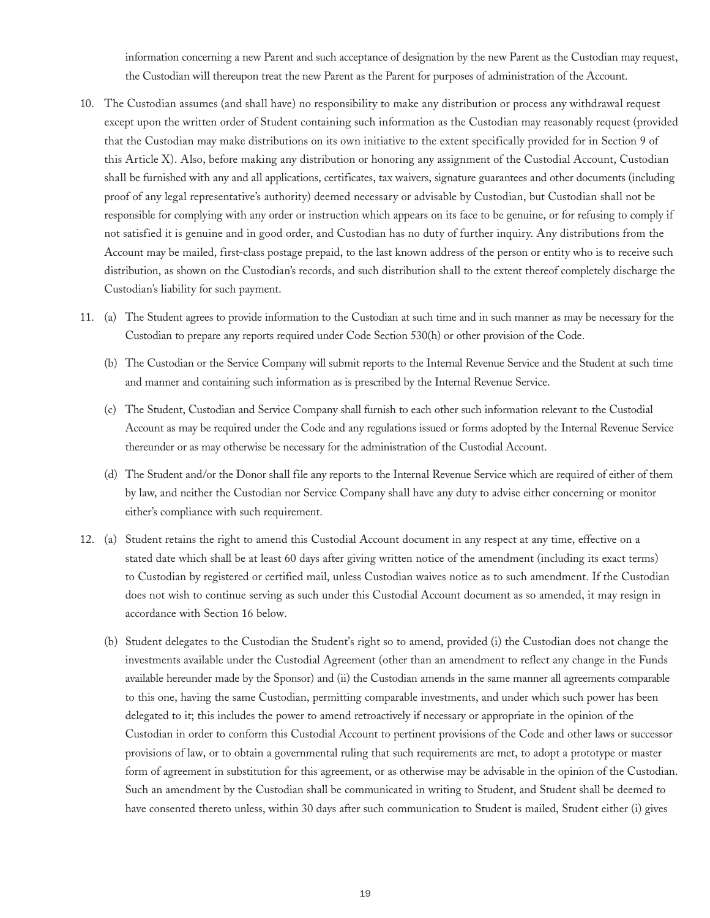information concerning a new Parent and such acceptance of designation by the new Parent as the Custodian may request, the Custodian will thereupon treat the new Parent as the Parent for purposes of administration of the Account.

10. The Custodian assumes (and shall have) no responsibility to make any distribution or process any withdrawal request except upon the written order of Student containing such information as the Custodian may reasonably request (provided that the Custodian may make distributions on its own initiative to the extent specifically provided for in Section 9 of this Article X). Also, before making any distribution or honoring any assignment of the Custodial Account, Custodian shall be furnished with any and all applications, certificates, tax waivers, signature guarantees and other documents (including proof of any legal representative's authority) deemed necessary or advisable by Custodian, but Custodian shall not be responsible for complying with any order or instruction which appears on its face to be genuine, or for refusing to comply if not satisfied it is genuine and in good order, and Custodian has no duty of further inquiry. Any distributions from the Account may be mailed, first-class postage prepaid, to the last known address of the person or entity who is to receive such distribution, as shown on the Custodian's records, and such distribution shall to the extent thereof completely discharge the Custodian's liability for such payment.

11. (a) The Student agrees to provide information to the Custodian at such time and in such manner as may be necessary for the Custodian to prepare any reports required under Code Section 530(h) or other provision of the Code.

    (b) The Custodian or the Service Company will submit reports to the Internal Revenue Service and the Student at such time and manner and containing such information as is prescribed by the Internal Revenue Service.

    (c) The Student, Custodian and Service Company shall furnish to each other such information relevant to the Custodial Account as may be required under the Code and any regulations issued or forms adopted by the Internal Revenue Service thereunder or as may otherwise be necessary for the administration of the Custodial Account.

    (d) The Student and/or the Donor shall file any reports to the Internal Revenue Service which are required of either of them by law, and neither the Custodian nor Service Company shall have any duty to advise either concerning or monitor either's compliance with such requirement.

12. (a) Student retains the right to amend this Custodial Account document in any respect at any time, effective on a stated date which shall be at least 60 days after giving written notice of the amendment (including its exact terms) to Custodian by registered or certified mail, unless Custodian waives notice as to such amendment. If the Custodian does not wish to continue serving as such under this Custodial Account document as so amended, it may resign in accordance with Section 16 below.

    (b) Student delegates to the Custodian the Student's right so to amend, provided (i) the Custodian does not change the investments available under the Custodial Agreement (other than an amendment to reflect any change in the Funds available hereunder made by the Sponsor) and (ii) the Custodian amends in the same manner all agreements comparable to this one, having the same Custodian, permitting comparable investments, and under which such power has been delegated to it; this includes the power to amend retroactively if necessary or appropriate in the opinion of the Custodian in order to conform this Custodial Account to pertinent provisions of the Code and other laws or successor provisions of law, or to obtain a governmental ruling that such requirements are met, to adopt a prototype or master form of agreement in substitution for this agreement, or as otherwise may be advisable in the opinion of the Custodian. Such an amendment by the Custodian shall be communicated in writing to Student, and Student shall be deemed to have consented thereto unless, within 30 days after such communication to Student is mailed, Student either (i) gives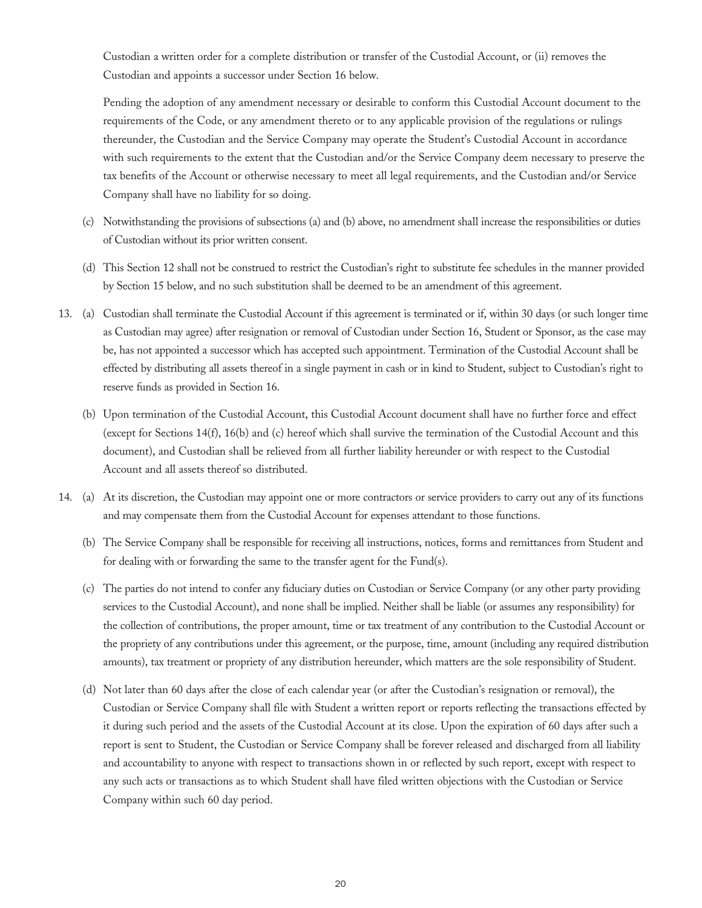Custodian a written order for a complete distribution or transfer of the Custodial Account, or (ii) removes the Custodian and appoints a successor under Section 16 below.

Pending the adoption of any amendment necessary or desirable to conform this Custodial Account document to the requirements of the Code, or any amendment thereto or to any applicable provision of the regulations or rulings thereunder, the Custodian and the Service Company may operate the Student's Custodial Account in accordance with such requirements to the extent that the Custodian and/or the Service Company deem necessary to preserve the tax benefits of the Account or otherwise necessary to meet all legal requirements, and the Custodian and/or Service Company shall have no liability for so doing.

(c) Notwithstanding the provisions of subsections (a) and (b) above, no amendment shall increase the responsibilities or duties of Custodian without its prior written consent.

(d) This Section 12 shall not be construed to restrict the Custodian's right to substitute fee schedules in the manner provided by Section 15 below, and no such substitution shall be deemed to be an amendment of this agreement.

13. (a) Custodian shall terminate the Custodial Account if this agreement is terminated or if, within 30 days (or such longer time as Custodian may agree) after resignation or removal of Custodian under Section 16, Student or Sponsor, as the case may be, has not appointed a successor which has accepted such appointment. Termination of the Custodial Account shall be effected by distributing all assets thereof in a single payment in cash or in kind to Student, subject to Custodian's right to reserve funds as provided in Section 16.

(b) Upon termination of the Custodial Account, this Custodial Account document shall have no further force and effect (except for Sections 14(f), 16(b) and (c) hereof which shall survive the termination of the Custodial Account and this document), and Custodian shall be relieved from all further liability hereunder or with respect to the Custodial Account and all assets thereof so distributed.

14. (a) At its discretion, the Custodian may appoint one or more contractors or service providers to carry out any of its functions and may compensate them from the Custodial Account for expenses attendant to those functions.

(b) The Service Company shall be responsible for receiving all instructions, notices, forms and remittances from Student and for dealing with or forwarding the same to the transfer agent for the Fund(s).

(c) The parties do not intend to confer any fiduciary duties on Custodian or Service Company (or any other party providing services to the Custodial Account), and none shall be implied. Neither shall be liable (or assumes any responsibility) for the collection of contributions, the proper amount, time or tax treatment of any contribution to the Custodial Account or the propriety of any contributions under this agreement, or the purpose, time, amount (including any required distribution amounts), tax treatment or propriety of any distribution hereunder, which matters are the sole responsibility of Student.

(d) Not later than 60 days after the close of each calendar year (or after the Custodian's resignation or removal), the Custodian or Service Company shall file with Student a written report or reports reflecting the transactions effected by it during such period and the assets of the Custodial Account at its close. Upon the expiration of 60 days after such a report is sent to Student, the Custodian or Service Company shall be forever released and discharged from all liability and accountability to anyone with respect to transactions shown in or reflected by such report, except with respect to any such acts or transactions as to which Student shall have filed written objections with the Custodian or Service Company within such 60 day period.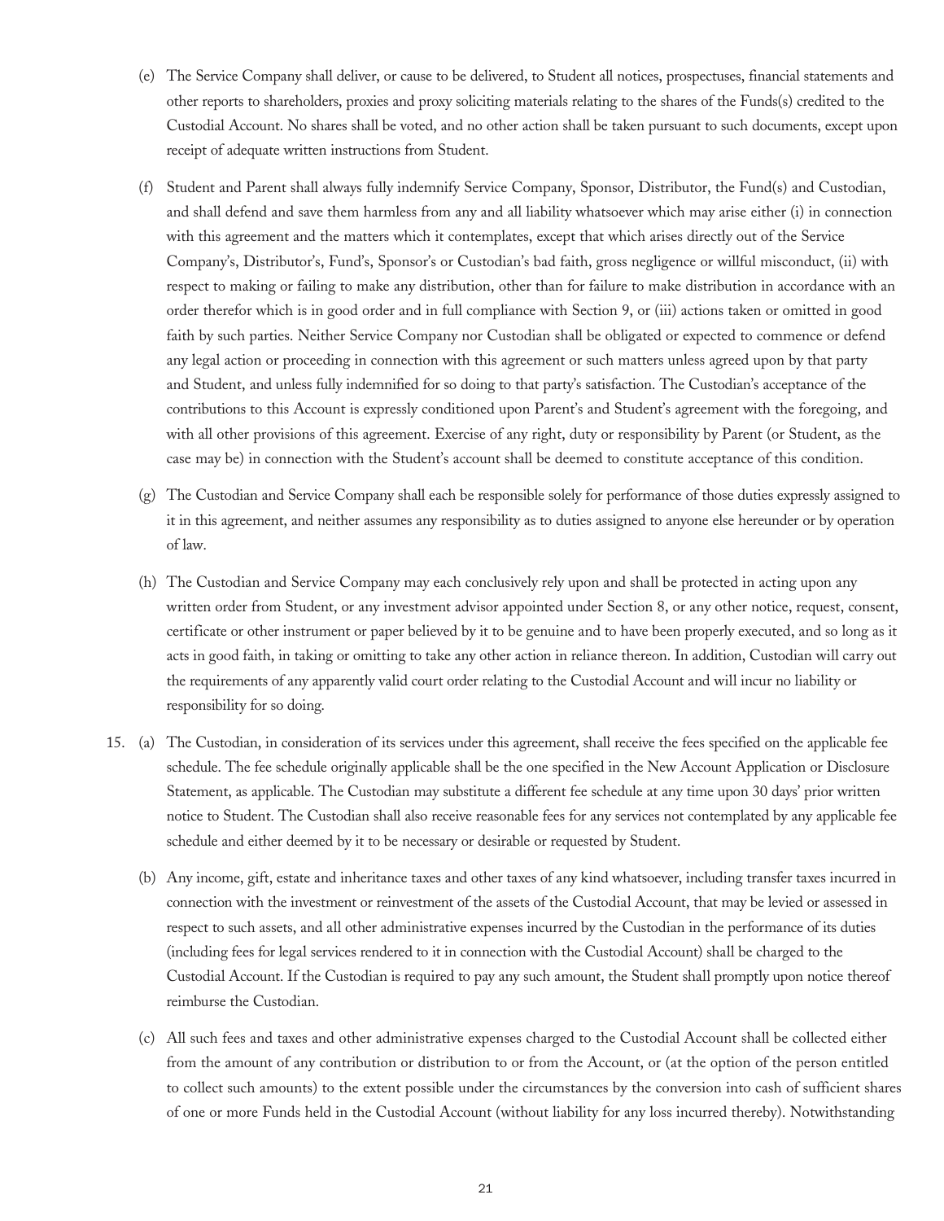(e) The Service Company shall deliver, or cause to be delivered, to Student all notices, prospectuses, financial statements and other reports to shareholders, proxies and proxy soliciting materials relating to the shares of the Funds(s) credited to the Custodial Account. No shares shall be voted, and no other action shall be taken pursuant to such documents, except upon receipt of adequate written instructions from Student.

(f) Student and Parent shall always fully indemnify Service Company, Sponsor, Distributor, the Fund(s) and Custodian, and shall defend and save them harmless from any and all liability whatsoever which may arise either (i) in connection with this agreement and the matters which it contemplates, except that which arises directly out of the Service Company's, Distributor's, Fund's, Sponsor's or Custodian's bad faith, gross negligence or willful misconduct, (ii) with respect to making or failing to make any distribution, other than for failure to make distribution in accordance with an order therefor which is in good order and in full compliance with Section 9, or (iii) actions taken or omitted in good faith by such parties. Neither Service Company nor Custodian shall be obligated or expected to commence or defend any legal action or proceeding in connection with this agreement or such matters unless agreed upon by that party and Student, and unless fully indemnified for so doing to that party's satisfaction. The Custodian's acceptance of the contributions to this Account is expressly conditioned upon Parent's and Student's agreement with the foregoing, and with all other provisions of this agreement. Exercise of any right, duty or responsibility by Parent (or Student, as the case may be) in connection with the Student's account shall be deemed to constitute acceptance of this condition.

(g) The Custodian and Service Company shall each be responsible solely for performance of those duties expressly assigned to it in this agreement, and neither assumes any responsibility as to duties assigned to anyone else hereunder or by operation of law.

(h) The Custodian and Service Company may each conclusively rely upon and shall be protected in acting upon any written order from Student, or any investment advisor appointed under Section 8, or any other notice, request, consent, certificate or other instrument or paper believed by it to be genuine and to have been properly executed, and so long as it acts in good faith, in taking or omitting to take any other action in reliance thereon. In addition, Custodian will carry out the requirements of any apparently valid court order relating to the Custodial Account and will incur no liability or responsibility for so doing.

15. (a) The Custodian, in consideration of its services under this agreement, shall receive the fees specified on the applicable fee schedule. The fee schedule originally applicable shall be the one specified in the New Account Application or Disclosure Statement, as applicable. The Custodian may substitute a different fee schedule at any time upon 30 days' prior written notice to Student. The Custodian shall also receive reasonable fees for any services not contemplated by any applicable fee schedule and either deemed by it to be necessary or desirable or requested by Student.

(b) Any income, gift, estate and inheritance taxes and other taxes of any kind whatsoever, including transfer taxes incurred in connection with the investment or reinvestment of the assets of the Custodial Account, that may be levied or assessed in respect to such assets, and all other administrative expenses incurred by the Custodian in the performance of its duties (including fees for legal services rendered to it in connection with the Custodial Account) shall be charged to the Custodial Account. If the Custodian is required to pay any such amount, the Student shall promptly upon notice thereof reimburse the Custodian.

(c) All such fees and taxes and other administrative expenses charged to the Custodial Account shall be collected either from the amount of any contribution or distribution to or from the Account, or (at the option of the person entitled to collect such amounts) to the extent possible under the circumstances by the conversion into cash of sufficient shares of one or more Funds held in the Custodial Account (without liability for any loss incurred thereby). Notwithstanding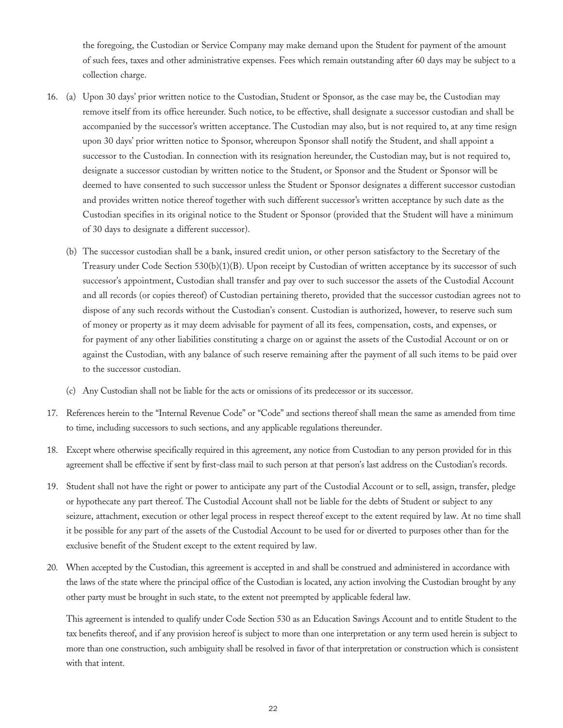the foregoing, the Custodian or Service Company may make demand upon the Student for payment of the amount of such fees, taxes and other administrative expenses. Fees which remain outstanding after 60 days may be subject to a collection charge.

16. (a) Upon 30 days' prior written notice to the Custodian, Student or Sponsor, as the case may be, the Custodian may remove itself from its office hereunder. Such notice, to be effective, shall designate a successor custodian and shall be accompanied by the successor's written acceptance. The Custodian may also, but is not required to, at any time resign upon 30 days' prior written notice to Sponsor, whereupon Sponsor shall notify the Student, and shall appoint a successor to the Custodian. In connection with its resignation hereunder, the Custodian may, but is not required to, designate a successor custodian by written notice to the Student, or Sponsor and the Student or Sponsor will be deemed to have consented to such successor unless the Student or Sponsor designates a different successor custodian and provides written notice thereof together with such different successor's written acceptance by such date as the Custodian specifies in its original notice to the Student or Sponsor (provided that the Student will have a minimum of 30 days to designate a different successor).

    (b) The successor custodian shall be a bank, insured credit union, or other person satisfactory to the Secretary of the Treasury under Code Section 530(b)(1)(B). Upon receipt by Custodian of written acceptance by its successor of such successor's appointment, Custodian shall transfer and pay over to such successor the assets of the Custodial Account and all records (or copies thereof) of Custodian pertaining thereto, provided that the successor custodian agrees not to dispose of any such records without the Custodian's consent. Custodian is authorized, however, to reserve such sum of money or property as it may deem advisable for payment of all its fees, compensation, costs, and expenses, or for payment of any other liabilities constituting a charge on or against the assets of the Custodial Account or on or against the Custodian, with any balance of such reserve remaining after the payment of all such items to be paid over to the successor custodian.

    (c) Any Custodian shall not be liable for the acts or omissions of its predecessor or its successor.

17. References herein to the "Internal Revenue Code" or "Code" and sections thereof shall mean the same as amended from time to time, including successors to such sections, and any applicable regulations thereunder.

18. Except where otherwise specifically required in this agreement, any notice from Custodian to any person provided for in this agreement shall be effective if sent by first-class mail to such person at that person's last address on the Custodian's records.

19. Student shall not have the right or power to anticipate any part of the Custodial Account or to sell, assign, transfer, pledge or hypothecate any part thereof. The Custodial Account shall not be liable for the debts of Student or subject to any seizure, attachment, execution or other legal process in respect thereof except to the extent required by law. At no time shall it be possible for any part of the assets of the Custodial Account to be used for or diverted to purposes other than for the exclusive benefit of the Student except to the extent required by law.

20. When accepted by the Custodian, this agreement is accepted in and shall be construed and administered in accordance with the laws of the state where the principal office of the Custodian is located, any action involving the Custodian brought by any other party must be brought in such state, to the extent not preempted by applicable federal law.

    This agreement is intended to qualify under Code Section 530 as an Education Savings Account and to entitle Student to the tax benefits thereof, and if any provision hereof is subject to more than one interpretation or any term used herein is subject to more than one construction, such ambiguity shall be resolved in favor of that interpretation or construction which is consistent with that intent.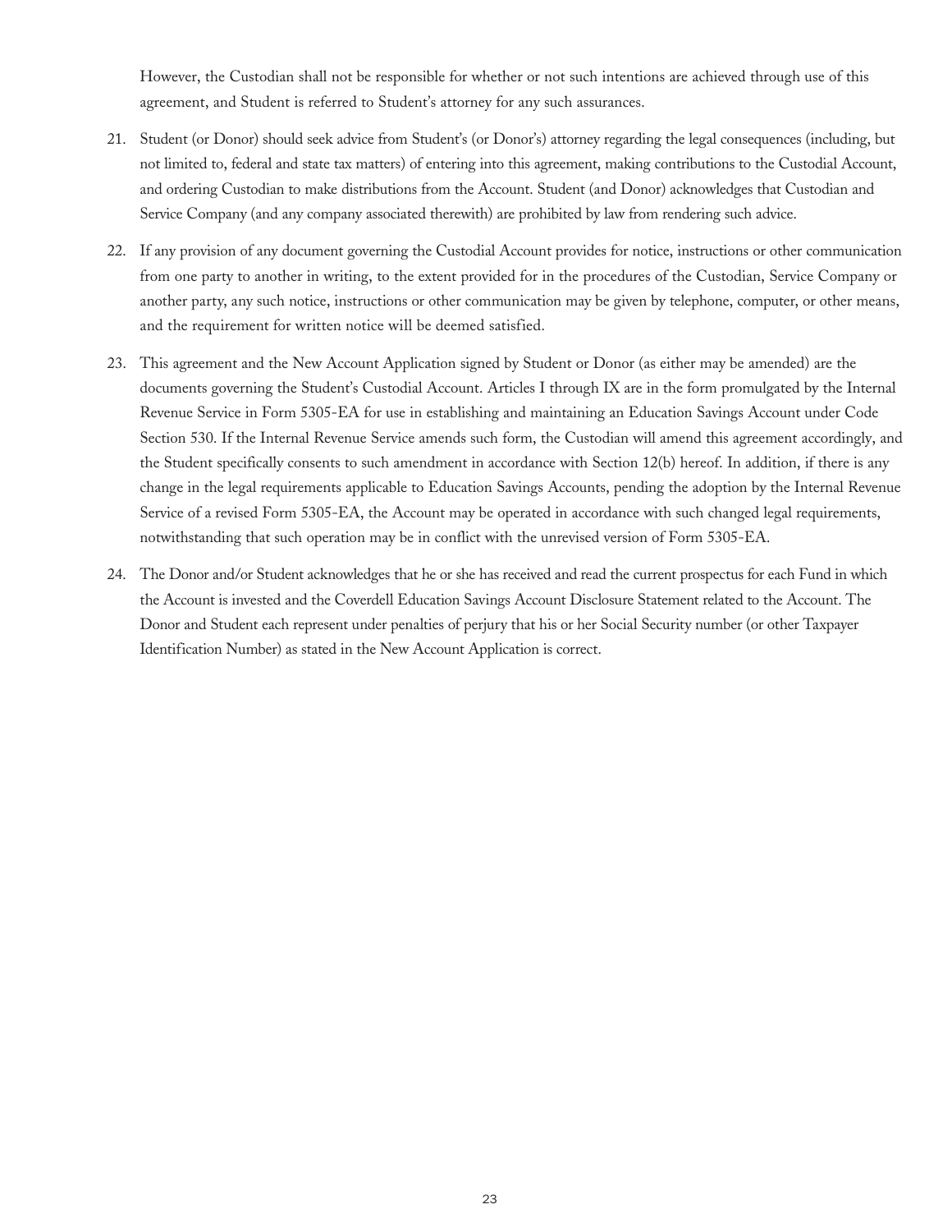However, the Custodian shall not be responsible for whether or not such intentions are achieved through use of this agreement, and Student is referred to Student's attorney for any such assurances.

21. Student (or Donor) should seek advice from Student's (or Donor's) attorney regarding the legal consequences (including, but not limited to, federal and state tax matters) of entering into this agreement, making contributions to the Custodial Account, and ordering Custodian to make distributions from the Account. Student (and Donor) acknowledges that Custodian and Service Company (and any company associated therewith) are prohibited by law from rendering such advice.

22. If any provision of any document governing the Custodial Account provides for notice, instructions or other communication from one party to another in writing, to the extent provided for in the procedures of the Custodian, Service Company or another party, any such notice, instructions or other communication may be given by telephone, computer, or other means, and the requirement for written notice will be deemed satisfied.

23. This agreement and the New Account Application signed by Student or Donor (as either may be amended) are the documents governing the Student's Custodial Account. Articles I through IX are in the form promulgated by the Internal Revenue Service in Form 5305-EA for use in establishing and maintaining an Education Savings Account under Code Section 530. If the Internal Revenue Service amends such form, the Custodian will amend this agreement accordingly, and the Student specifically consents to such amendment in accordance with Section 12(b) hereof. In addition, if there is any change in the legal requirements applicable to Education Savings Accounts, pending the adoption by the Internal Revenue Service of a revised Form 5305-EA, the Account may be operated in accordance with such changed legal requirements, notwithstanding that such operation may be in conflict with the unrevised version of Form 5305-EA.

24. The Donor and/or Student acknowledges that he or she has received and read the current prospectus for each Fund in which the Account is invested and the Coverdell Education Savings Account Disclosure Statement related to the Account. The Donor and Student each represent under penalties of perjury that his or her Social Security number (or other Taxpayer Identification Number) as stated in the New Account Application is correct.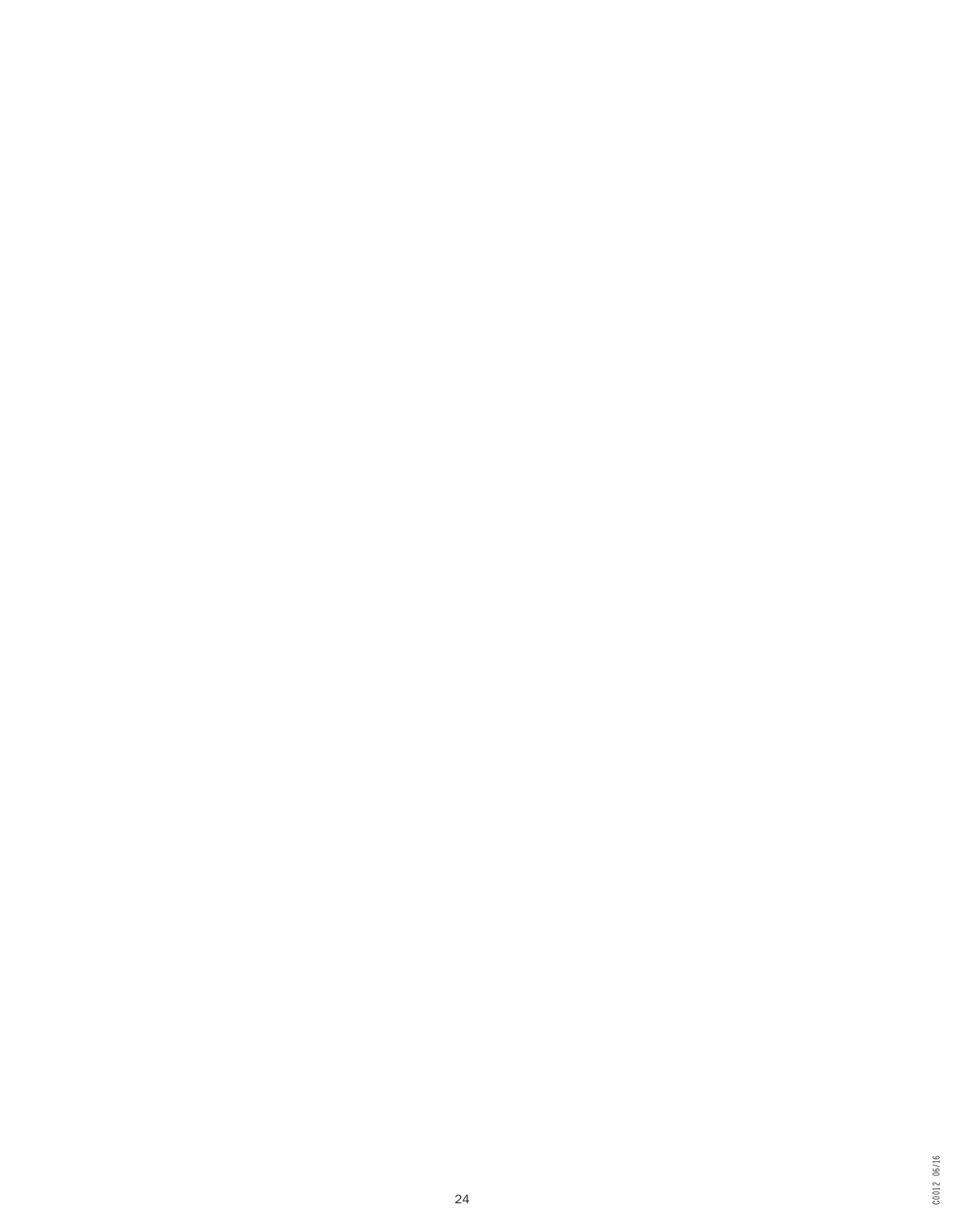C0012 06/16